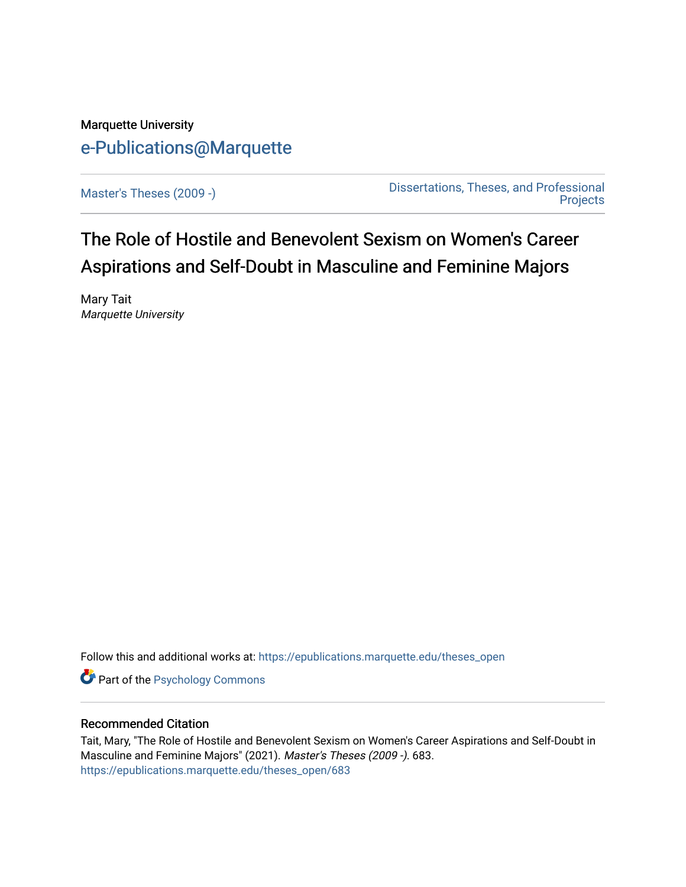Marquette University

e-Publications@Marquette

Master's Theses (2009 -)

Dissertations, Theses, and Professional Projects

# The Role of Hostile and Benevolent Sexism on Women's Career Aspirations and Self-Doubt in Masculine and Feminine Majors

Mary Tait
*Marquette University*

Follow this and additional works at: https://epublications.marquette.edu/theses_open

Part of the Psychology Commons

## Recommended Citation

Tait, Mary, "The Role of Hostile and Benevolent Sexism on Women's Career Aspirations and Self-Doubt in Masculine and Feminine Majors" (2021). *Master's Theses (2009 -)*. 683.
https://epublications.marquette.edu/theses_open/683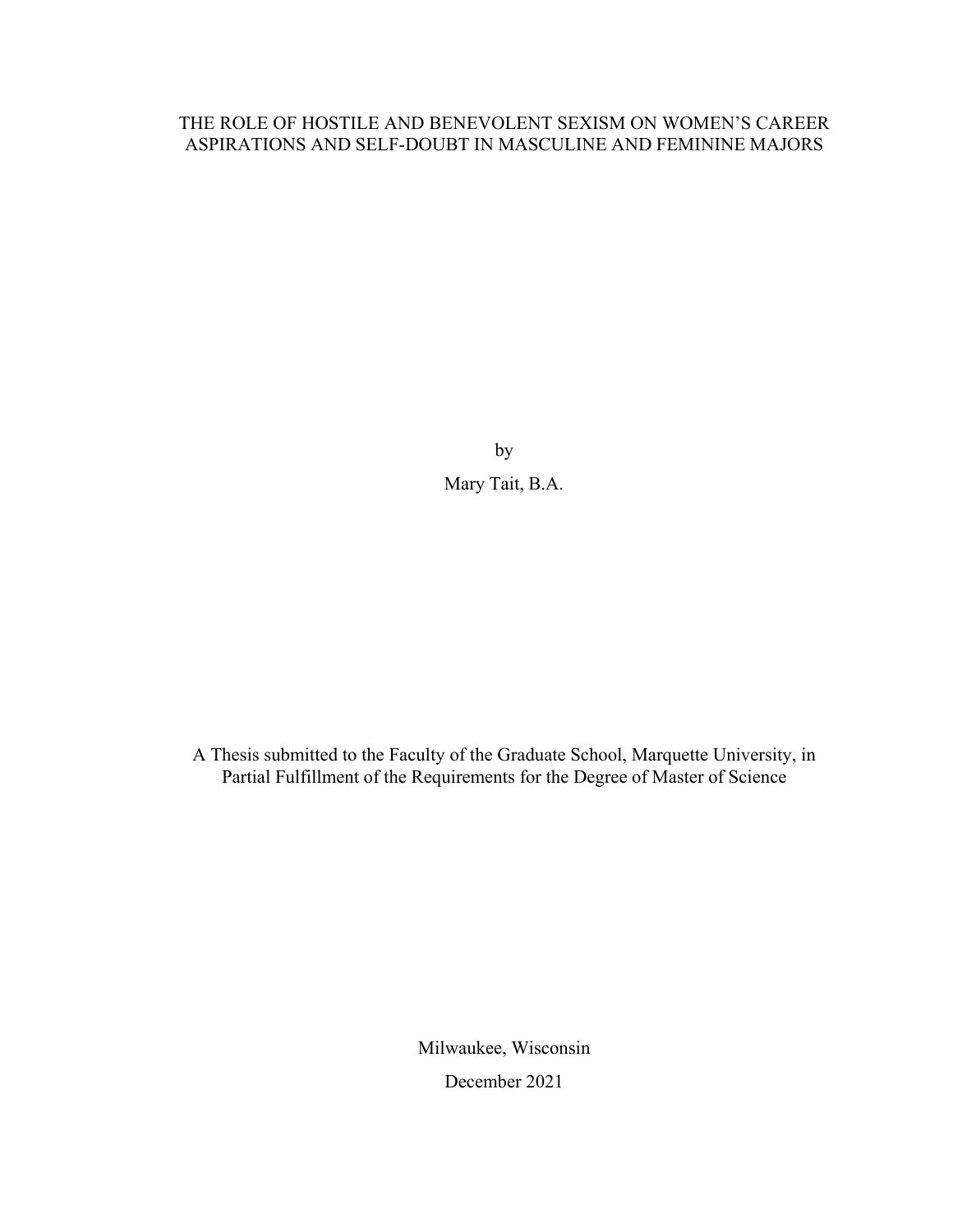# THE ROLE OF HOSTILE AND BENEVOLENT SEXISM ON WOMEN'S CAREER ASPIRATIONS AND SELF-DOUBT IN MASCULINE AND FEMININE MAJORS

by

Mary Tait, B.A.

A Thesis submitted to the Faculty of the Graduate School, Marquette University, in Partial Fulfillment of the Requirements for the Degree of Master of Science

Milwaukee, Wisconsin

December 2021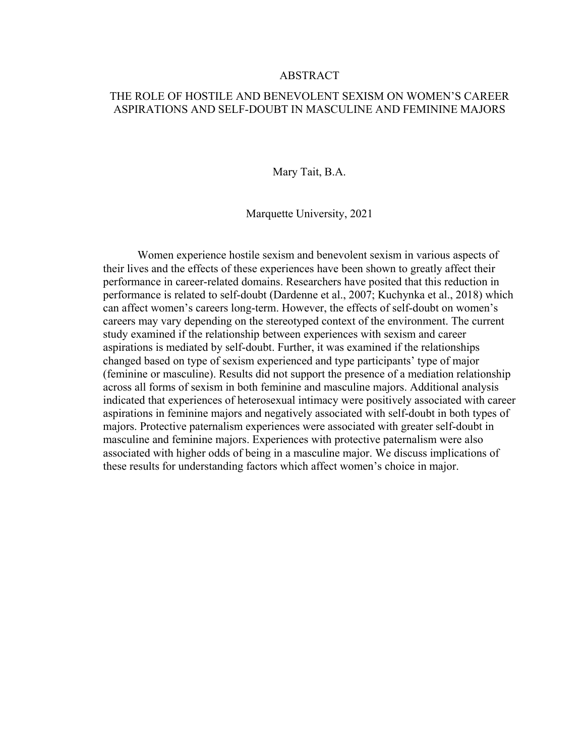# ABSTRACT

## THE ROLE OF HOSTILE AND BENEVOLENT SEXISM ON WOMEN'S CAREER ASPIRATIONS AND SELF-DOUBT IN MASCULINE AND FEMININE MAJORS

Mary Tait, B.A.

Marquette University, 2021

Women experience hostile sexism and benevolent sexism in various aspects of their lives and the effects of these experiences have been shown to greatly affect their performance in career-related domains. Researchers have posited that this reduction in performance is related to self-doubt (Dardenne et al., 2007; Kuchynka et al., 2018) which can affect women's careers long-term. However, the effects of self-doubt on women's careers may vary depending on the stereotyped context of the environment. The current study examined if the relationship between experiences with sexism and career aspirations is mediated by self-doubt. Further, it was examined if the relationships changed based on type of sexism experienced and type participants' type of major (feminine or masculine). Results did not support the presence of a mediation relationship across all forms of sexism in both feminine and masculine majors. Additional analysis indicated that experiences of heterosexual intimacy were positively associated with career aspirations in feminine majors and negatively associated with self-doubt in both types of majors. Protective paternalism experiences were associated with greater self-doubt in masculine and feminine majors. Experiences with protective paternalism were also associated with higher odds of being in a masculine major. We discuss implications of these results for understanding factors which affect women's choice in major.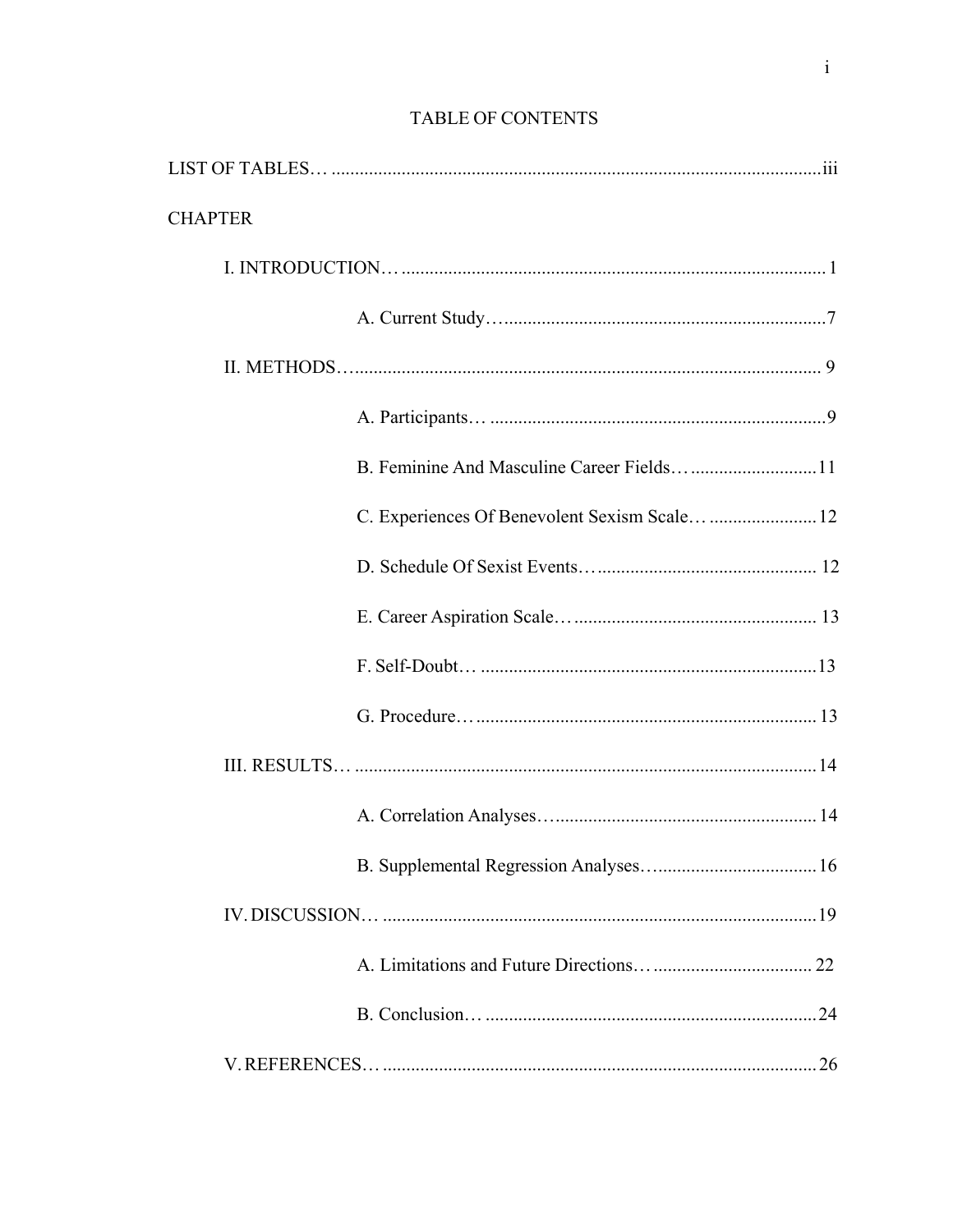# TABLE OF CONTENTS

LIST OF TABLES… ......................................................................................................iii

CHAPTER

I. INTRODUCTION… ........................................................................................ 1

A. Current Study…...................................................................... 7

II. METHODS…..................................................................................................... 9

A. Participants… ........................................................................ 9

B. Feminine And Masculine Career Fields… .......................... 11

C. Experiences Of Benevolent Sexism Scale… ...................... 12

D. Schedule Of Sexist Events…............................................... 12

E. Career Aspiration Scale… .................................................... 13

F. Self-Doubt… ........................................................................ 13

G. Procedure…......................................................................... 13

III. RESULTS… ................................................................................................... 14

A. Correlation Analyses…........................................................ 14

B. Supplemental Regression Analyses…................................. 16

IV. DISCUSSION… ............................................................................................. 19

A. Limitations and Future Directions… .................................. 22

B. Conclusion… ....................................................................... 24

V. REFERENCES… ............................................................................................ 26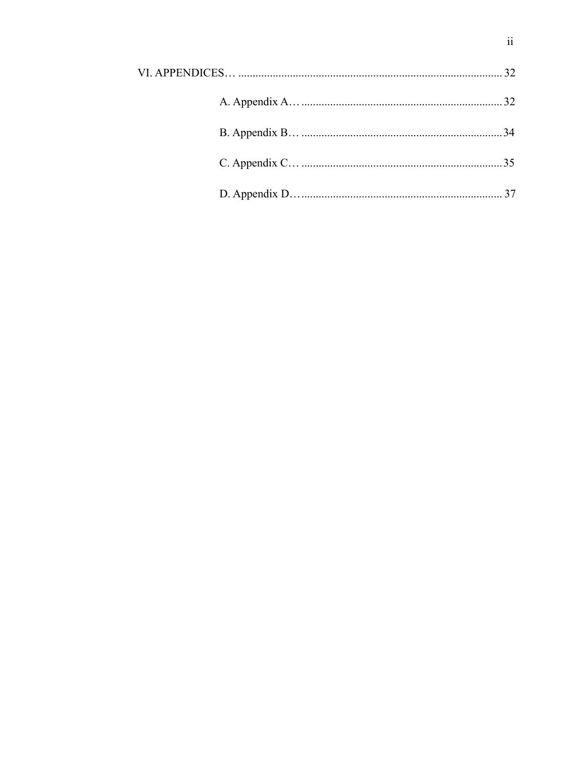VI. APPENDICES… ............................................................................................ 32

A. Appendix A… ...................................................................... 32

B. Appendix B… ...................................................................... 34

C. Appendix C… ...................................................................... 35

D. Appendix D… ...................................................................... 37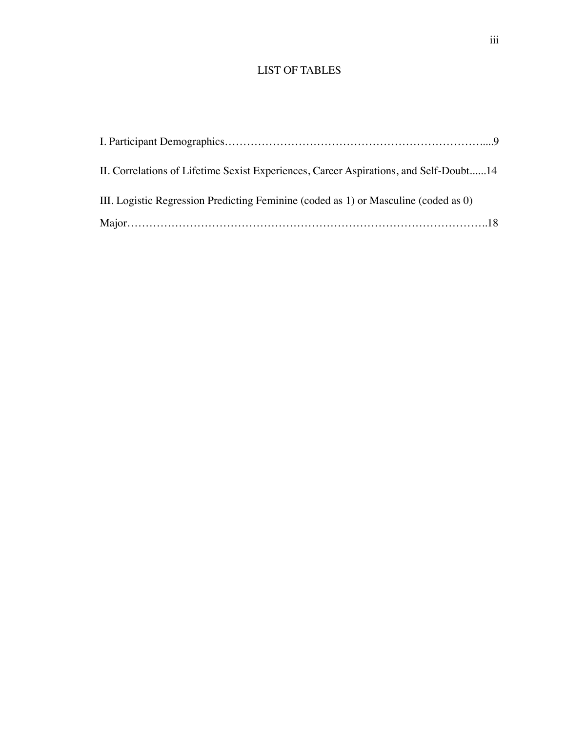# LIST OF TABLES

I. Participant Demographics……………………………………………………………....9

II. Correlations of Lifetime Sexist Experiences, Career Aspirations, and Self-Doubt......14

III. Logistic Regression Predicting Feminine (coded as 1) or Masculine (coded as 0) Major……………………………………………………………………………………..18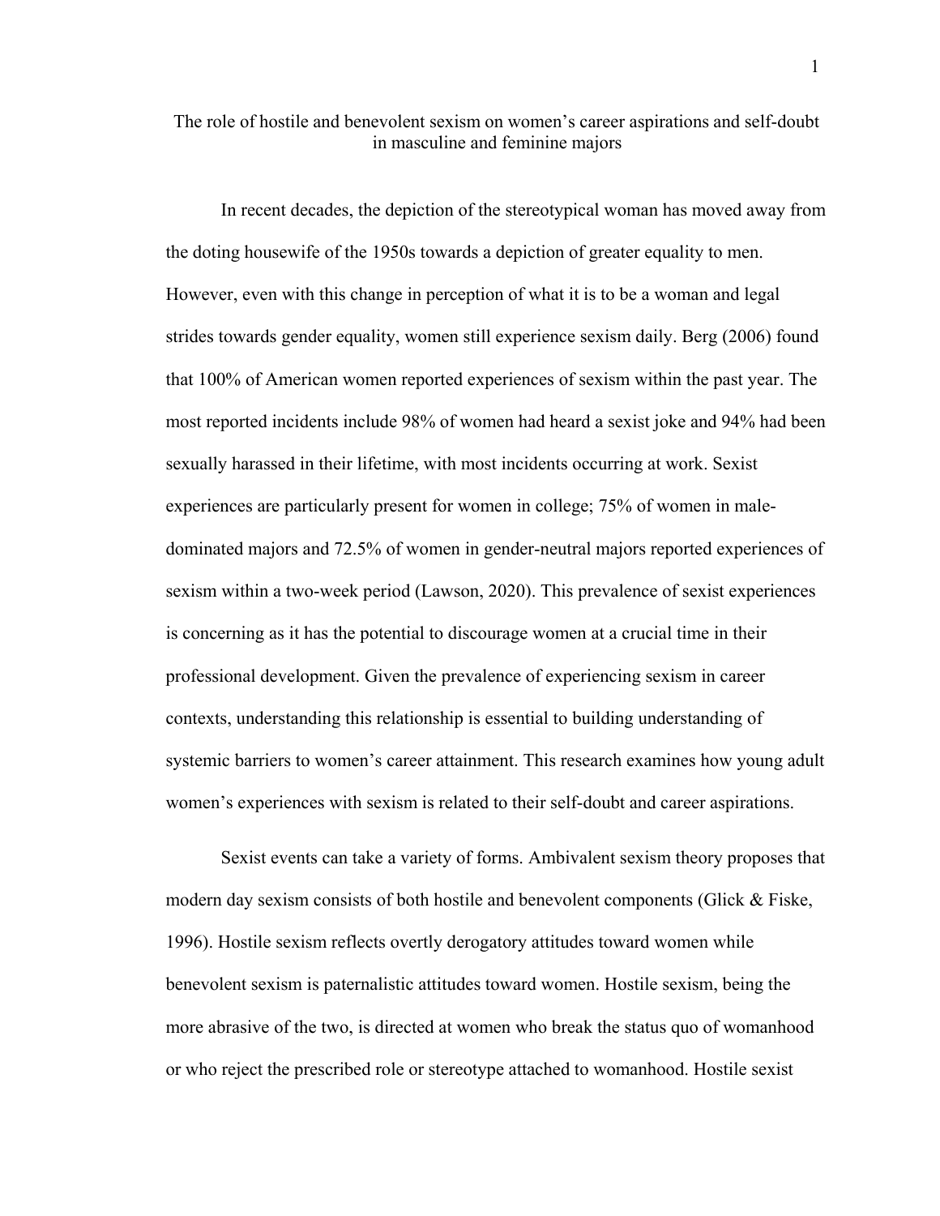# The role of hostile and benevolent sexism on women's career aspirations and self-doubt in masculine and feminine majors

In recent decades, the depiction of the stereotypical woman has moved away from the doting housewife of the 1950s towards a depiction of greater equality to men. However, even with this change in perception of what it is to be a woman and legal strides towards gender equality, women still experience sexism daily. Berg (2006) found that 100% of American women reported experiences of sexism within the past year. The most reported incidents include 98% of women had heard a sexist joke and 94% had been sexually harassed in their lifetime, with most incidents occurring at work. Sexist experiences are particularly present for women in college; 75% of women in male-dominated majors and 72.5% of women in gender-neutral majors reported experiences of sexism within a two-week period (Lawson, 2020). This prevalence of sexist experiences is concerning as it has the potential to discourage women at a crucial time in their professional development. Given the prevalence of experiencing sexism in career contexts, understanding this relationship is essential to building understanding of systemic barriers to women's career attainment. This research examines how young adult women's experiences with sexism is related to their self-doubt and career aspirations.

Sexist events can take a variety of forms. Ambivalent sexism theory proposes that modern day sexism consists of both hostile and benevolent components (Glick & Fiske, 1996). Hostile sexism reflects overtly derogatory attitudes toward women while benevolent sexism is paternalistic attitudes toward women. Hostile sexism, being the more abrasive of the two, is directed at women who break the status quo of womanhood or who reject the prescribed role or stereotype attached to womanhood. Hostile sexist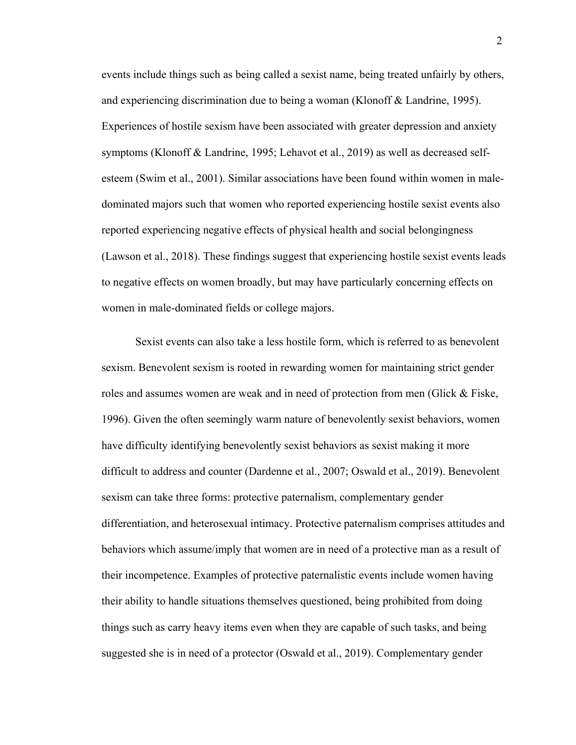events include things such as being called a sexist name, being treated unfairly by others, and experiencing discrimination due to being a woman (Klonoff & Landrine, 1995). Experiences of hostile sexism have been associated with greater depression and anxiety symptoms (Klonoff & Landrine, 1995; Lehavot et al., 2019) as well as decreased self-esteem (Swim et al., 2001). Similar associations have been found within women in male-dominated majors such that women who reported experiencing hostile sexist events also reported experiencing negative effects of physical health and social belongingness (Lawson et al., 2018). These findings suggest that experiencing hostile sexist events leads to negative effects on women broadly, but may have particularly concerning effects on women in male-dominated fields or college majors.

Sexist events can also take a less hostile form, which is referred to as benevolent sexism. Benevolent sexism is rooted in rewarding women for maintaining strict gender roles and assumes women are weak and in need of protection from men (Glick & Fiske, 1996). Given the often seemingly warm nature of benevolently sexist behaviors, women have difficulty identifying benevolently sexist behaviors as sexist making it more difficult to address and counter (Dardenne et al., 2007; Oswald et al., 2019). Benevolent sexism can take three forms: protective paternalism, complementary gender differentiation, and heterosexual intimacy. Protective paternalism comprises attitudes and behaviors which assume/imply that women are in need of a protective man as a result of their incompetence. Examples of protective paternalistic events include women having their ability to handle situations themselves questioned, being prohibited from doing things such as carry heavy items even when they are capable of such tasks, and being suggested she is in need of a protector (Oswald et al., 2019). Complementary gender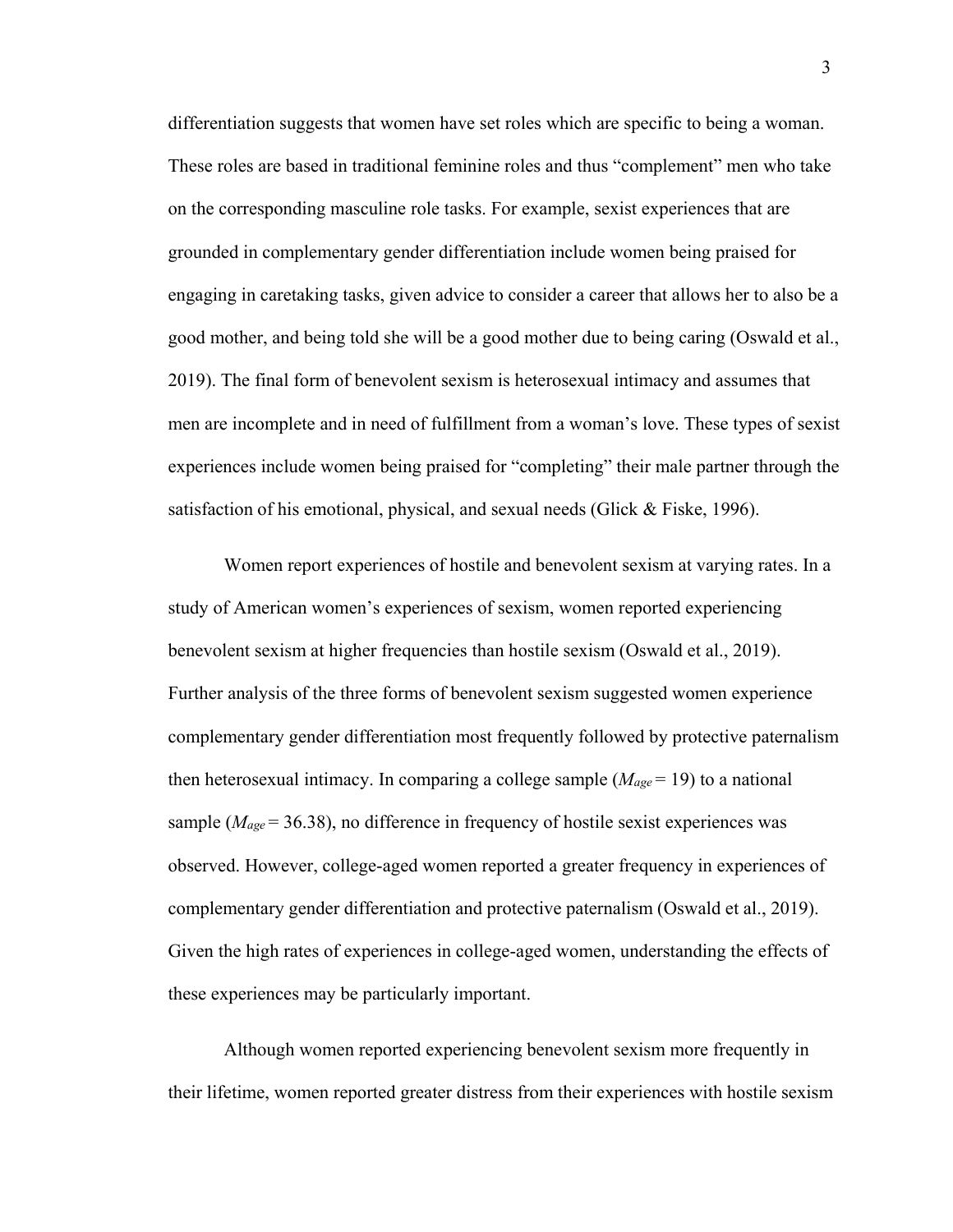differentiation suggests that women have set roles which are specific to being a woman. These roles are based in traditional feminine roles and thus "complement" men who take on the corresponding masculine role tasks. For example, sexist experiences that are grounded in complementary gender differentiation include women being praised for engaging in caretaking tasks, given advice to consider a career that allows her to also be a good mother, and being told she will be a good mother due to being caring (Oswald et al., 2019). The final form of benevolent sexism is heterosexual intimacy and assumes that men are incomplete and in need of fulfillment from a woman's love. These types of sexist experiences include women being praised for "completing" their male partner through the satisfaction of his emotional, physical, and sexual needs (Glick & Fiske, 1996).

Women report experiences of hostile and benevolent sexism at varying rates. In a study of American women's experiences of sexism, women reported experiencing benevolent sexism at higher frequencies than hostile sexism (Oswald et al., 2019). Further analysis of the three forms of benevolent sexism suggested women experience complementary gender differentiation most frequently followed by protective paternalism then heterosexual intimacy. In comparing a college sample ($M_{age} = 19$) to a national sample ($M_{age} = 36.38$), no difference in frequency of hostile sexist experiences was observed. However, college-aged women reported a greater frequency in experiences of complementary gender differentiation and protective paternalism (Oswald et al., 2019). Given the high rates of experiences in college-aged women, understanding the effects of these experiences may be particularly important.

Although women reported experiencing benevolent sexism more frequently in their lifetime, women reported greater distress from their experiences with hostile sexism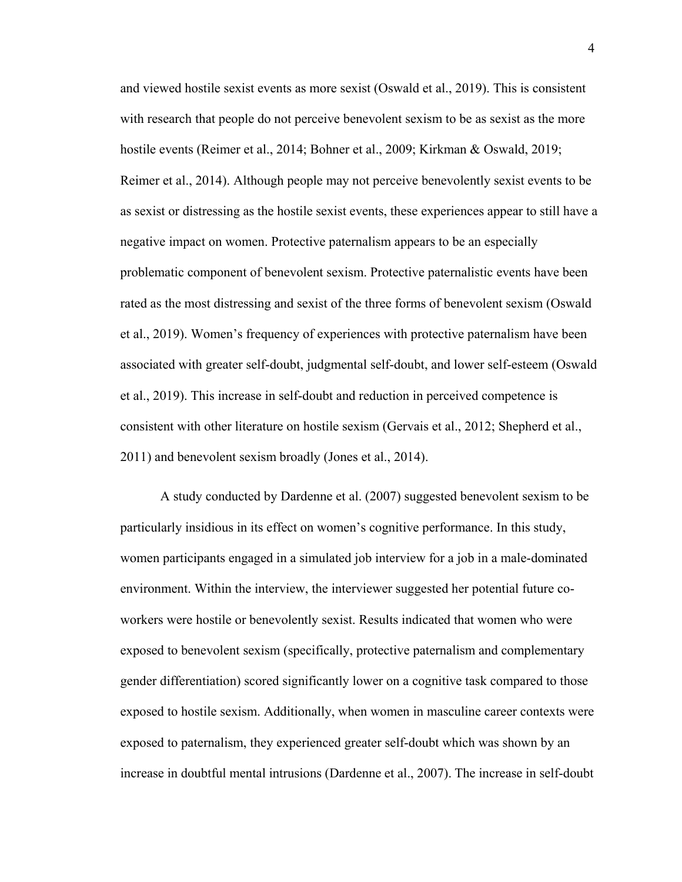and viewed hostile sexist events as more sexist (Oswald et al., 2019). This is consistent with research that people do not perceive benevolent sexism to be as sexist as the more hostile events (Reimer et al., 2014; Bohner et al., 2009; Kirkman & Oswald, 2019; Reimer et al., 2014). Although people may not perceive benevolently sexist events to be as sexist or distressing as the hostile sexist events, these experiences appear to still have a negative impact on women. Protective paternalism appears to be an especially problematic component of benevolent sexism. Protective paternalistic events have been rated as the most distressing and sexist of the three forms of benevolent sexism (Oswald et al., 2019). Women's frequency of experiences with protective paternalism have been associated with greater self-doubt, judgmental self-doubt, and lower self-esteem (Oswald et al., 2019). This increase in self-doubt and reduction in perceived competence is consistent with other literature on hostile sexism (Gervais et al., 2012; Shepherd et al., 2011) and benevolent sexism broadly (Jones et al., 2014).

A study conducted by Dardenne et al. (2007) suggested benevolent sexism to be particularly insidious in its effect on women's cognitive performance. In this study, women participants engaged in a simulated job interview for a job in a male-dominated environment. Within the interview, the interviewer suggested her potential future co-workers were hostile or benevolently sexist. Results indicated that women who were exposed to benevolent sexism (specifically, protective paternalism and complementary gender differentiation) scored significantly lower on a cognitive task compared to those exposed to hostile sexism. Additionally, when women in masculine career contexts were exposed to paternalism, they experienced greater self-doubt which was shown by an increase in doubtful mental intrusions (Dardenne et al., 2007). The increase in self-doubt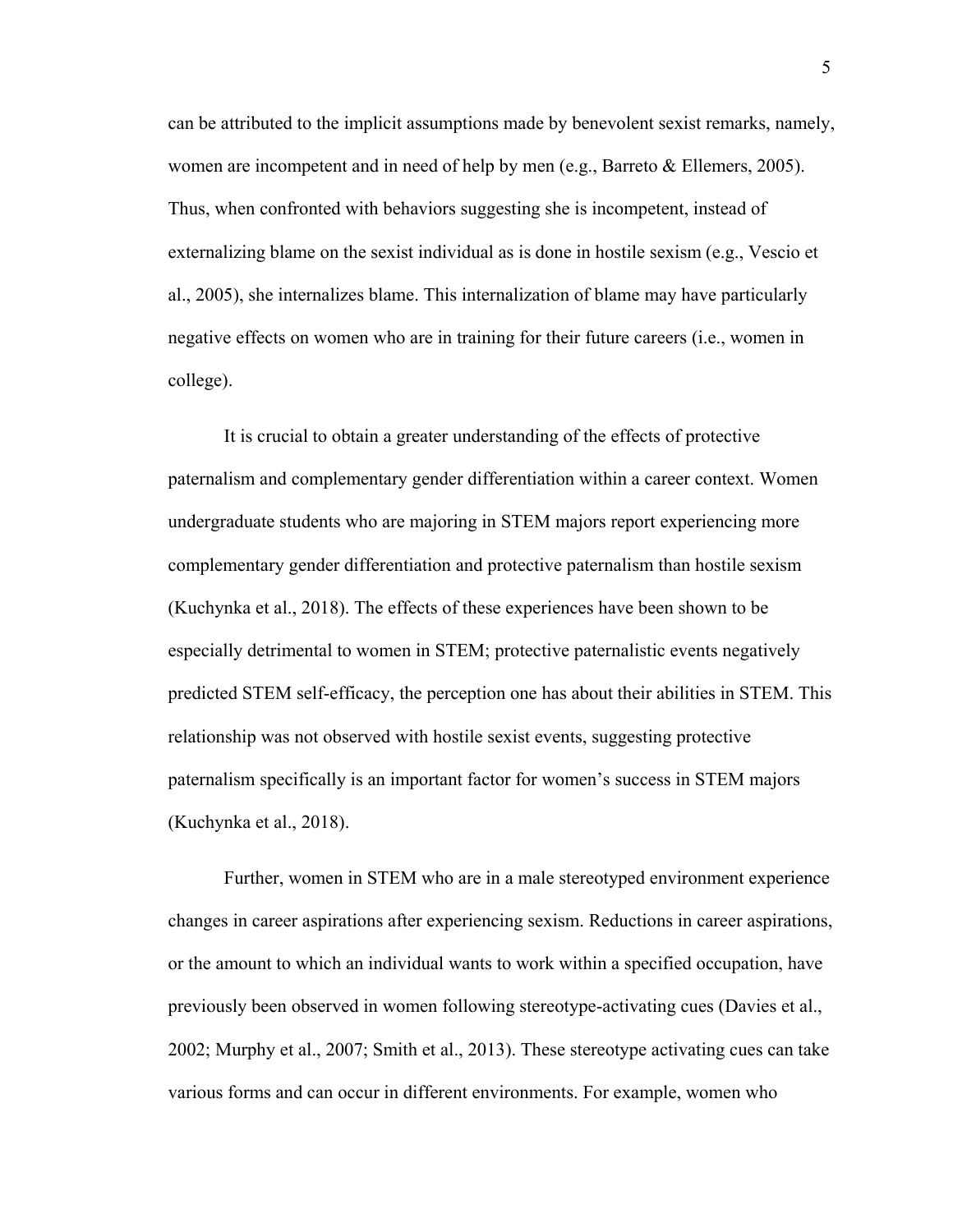can be attributed to the implicit assumptions made by benevolent sexist remarks, namely, women are incompetent and in need of help by men (e.g., Barreto & Ellemers, 2005). Thus, when confronted with behaviors suggesting she is incompetent, instead of externalizing blame on the sexist individual as is done in hostile sexism (e.g., Vescio et al., 2005), she internalizes blame. This internalization of blame may have particularly negative effects on women who are in training for their future careers (i.e., women in college).

It is crucial to obtain a greater understanding of the effects of protective paternalism and complementary gender differentiation within a career context. Women undergraduate students who are majoring in STEM majors report experiencing more complementary gender differentiation and protective paternalism than hostile sexism (Kuchynka et al., 2018). The effects of these experiences have been shown to be especially detrimental to women in STEM; protective paternalistic events negatively predicted STEM self-efficacy, the perception one has about their abilities in STEM. This relationship was not observed with hostile sexist events, suggesting protective paternalism specifically is an important factor for women's success in STEM majors (Kuchynka et al., 2018).

Further, women in STEM who are in a male stereotyped environment experience changes in career aspirations after experiencing sexism. Reductions in career aspirations, or the amount to which an individual wants to work within a specified occupation, have previously been observed in women following stereotype-activating cues (Davies et al., 2002; Murphy et al., 2007; Smith et al., 2013). These stereotype activating cues can take various forms and can occur in different environments. For example, women who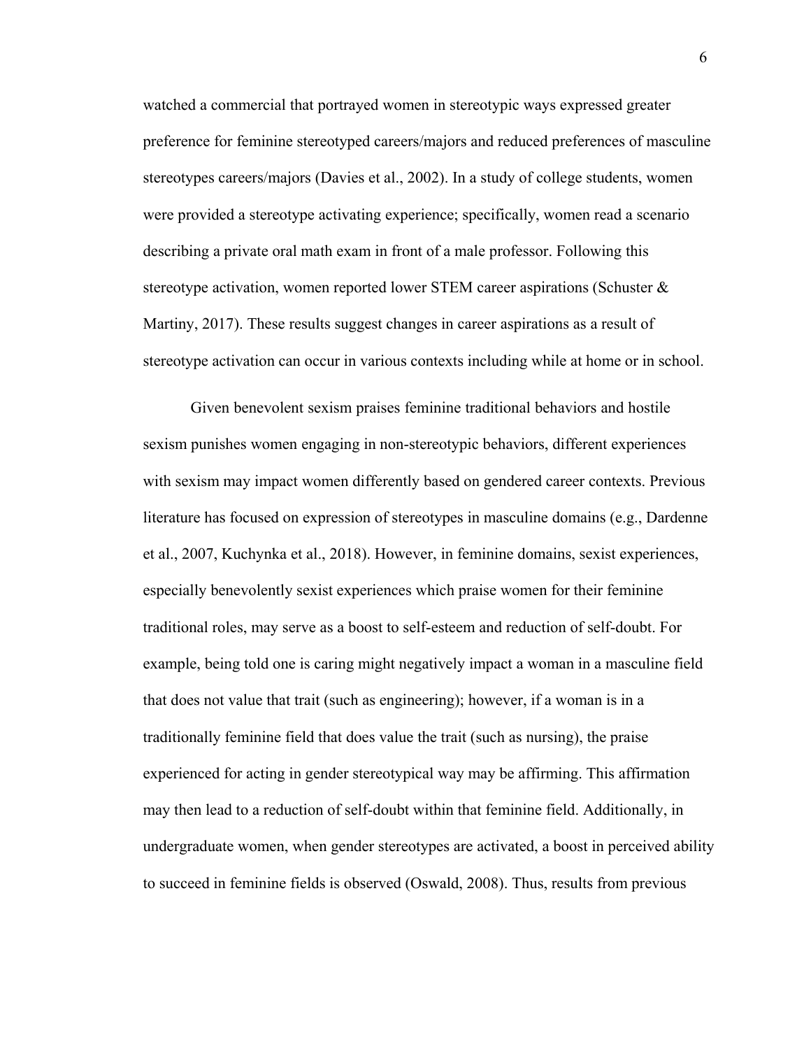watched a commercial that portrayed women in stereotypic ways expressed greater preference for feminine stereotyped careers/majors and reduced preferences of masculine stereotypes careers/majors (Davies et al., 2002). In a study of college students, women were provided a stereotype activating experience; specifically, women read a scenario describing a private oral math exam in front of a male professor. Following this stereotype activation, women reported lower STEM career aspirations (Schuster & Martiny, 2017). These results suggest changes in career aspirations as a result of stereotype activation can occur in various contexts including while at home or in school.

Given benevolent sexism praises feminine traditional behaviors and hostile sexism punishes women engaging in non-stereotypic behaviors, different experiences with sexism may impact women differently based on gendered career contexts. Previous literature has focused on expression of stereotypes in masculine domains (e.g., Dardenne et al., 2007, Kuchynka et al., 2018). However, in feminine domains, sexist experiences, especially benevolently sexist experiences which praise women for their feminine traditional roles, may serve as a boost to self-esteem and reduction of self-doubt. For example, being told one is caring might negatively impact a woman in a masculine field that does not value that trait (such as engineering); however, if a woman is in a traditionally feminine field that does value the trait (such as nursing), the praise experienced for acting in gender stereotypical way may be affirming. This affirmation may then lead to a reduction of self-doubt within that feminine field. Additionally, in undergraduate women, when gender stereotypes are activated, a boost in perceived ability to succeed in feminine fields is observed (Oswald, 2008). Thus, results from previous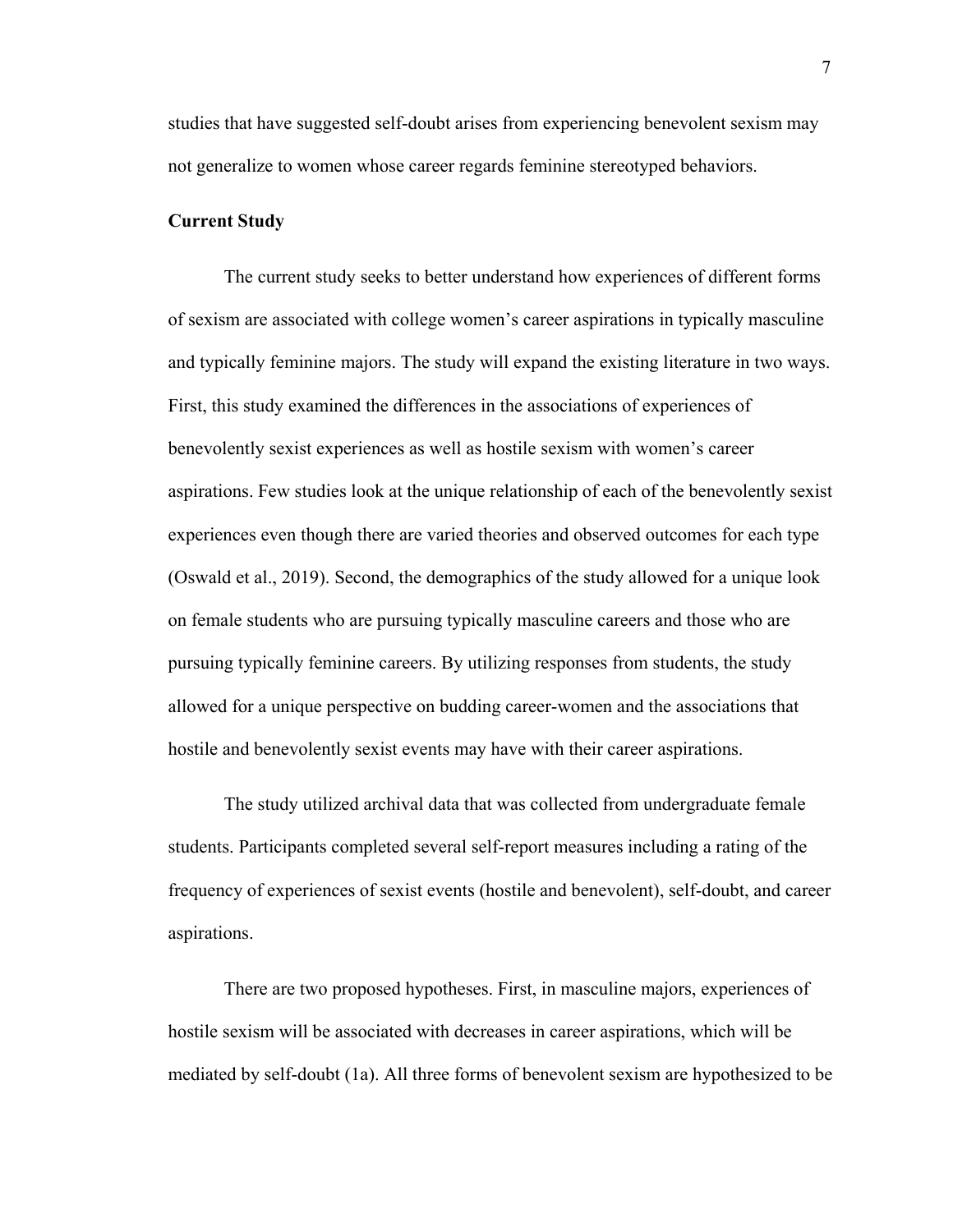studies that have suggested self-doubt arises from experiencing benevolent sexism may not generalize to women whose career regards feminine stereotyped behaviors.

## Current Study

The current study seeks to better understand how experiences of different forms of sexism are associated with college women's career aspirations in typically masculine and typically feminine majors. The study will expand the existing literature in two ways. First, this study examined the differences in the associations of experiences of benevolently sexist experiences as well as hostile sexism with women's career aspirations. Few studies look at the unique relationship of each of the benevolently sexist experiences even though there are varied theories and observed outcomes for each type (Oswald et al., 2019). Second, the demographics of the study allowed for a unique look on female students who are pursuing typically masculine careers and those who are pursuing typically feminine careers. By utilizing responses from students, the study allowed for a unique perspective on budding career-women and the associations that hostile and benevolently sexist events may have with their career aspirations.

The study utilized archival data that was collected from undergraduate female students. Participants completed several self-report measures including a rating of the frequency of experiences of sexist events (hostile and benevolent), self-doubt, and career aspirations.

There are two proposed hypotheses. First, in masculine majors, experiences of hostile sexism will be associated with decreases in career aspirations, which will be mediated by self-doubt (1a). All three forms of benevolent sexism are hypothesized to be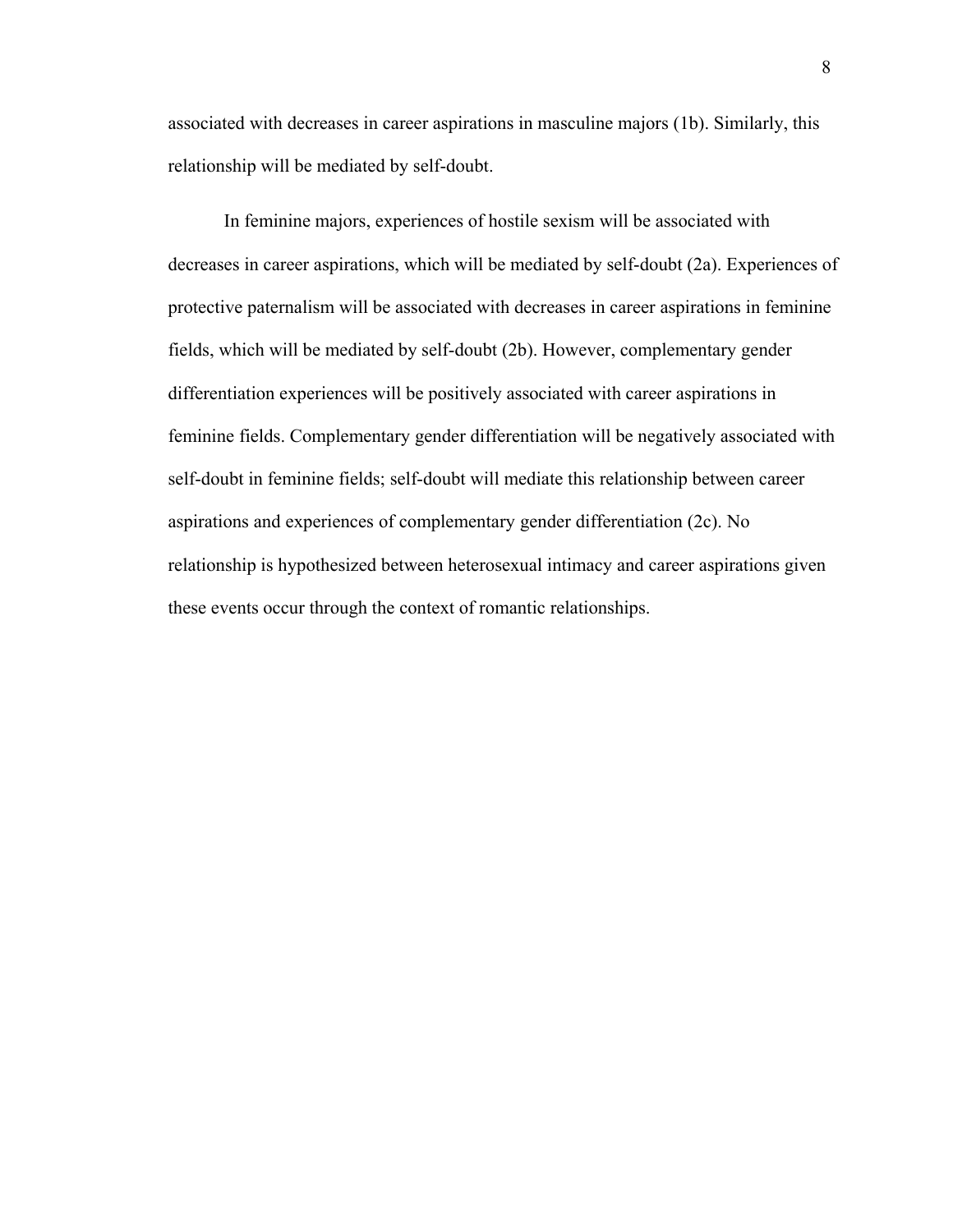associated with decreases in career aspirations in masculine majors (1b). Similarly, this relationship will be mediated by self-doubt.

In feminine majors, experiences of hostile sexism will be associated with decreases in career aspirations, which will be mediated by self-doubt (2a). Experiences of protective paternalism will be associated with decreases in career aspirations in feminine fields, which will be mediated by self-doubt (2b). However, complementary gender differentiation experiences will be positively associated with career aspirations in feminine fields. Complementary gender differentiation will be negatively associated with self-doubt in feminine fields; self-doubt will mediate this relationship between career aspirations and experiences of complementary gender differentiation (2c). No relationship is hypothesized between heterosexual intimacy and career aspirations given these events occur through the context of romantic relationships.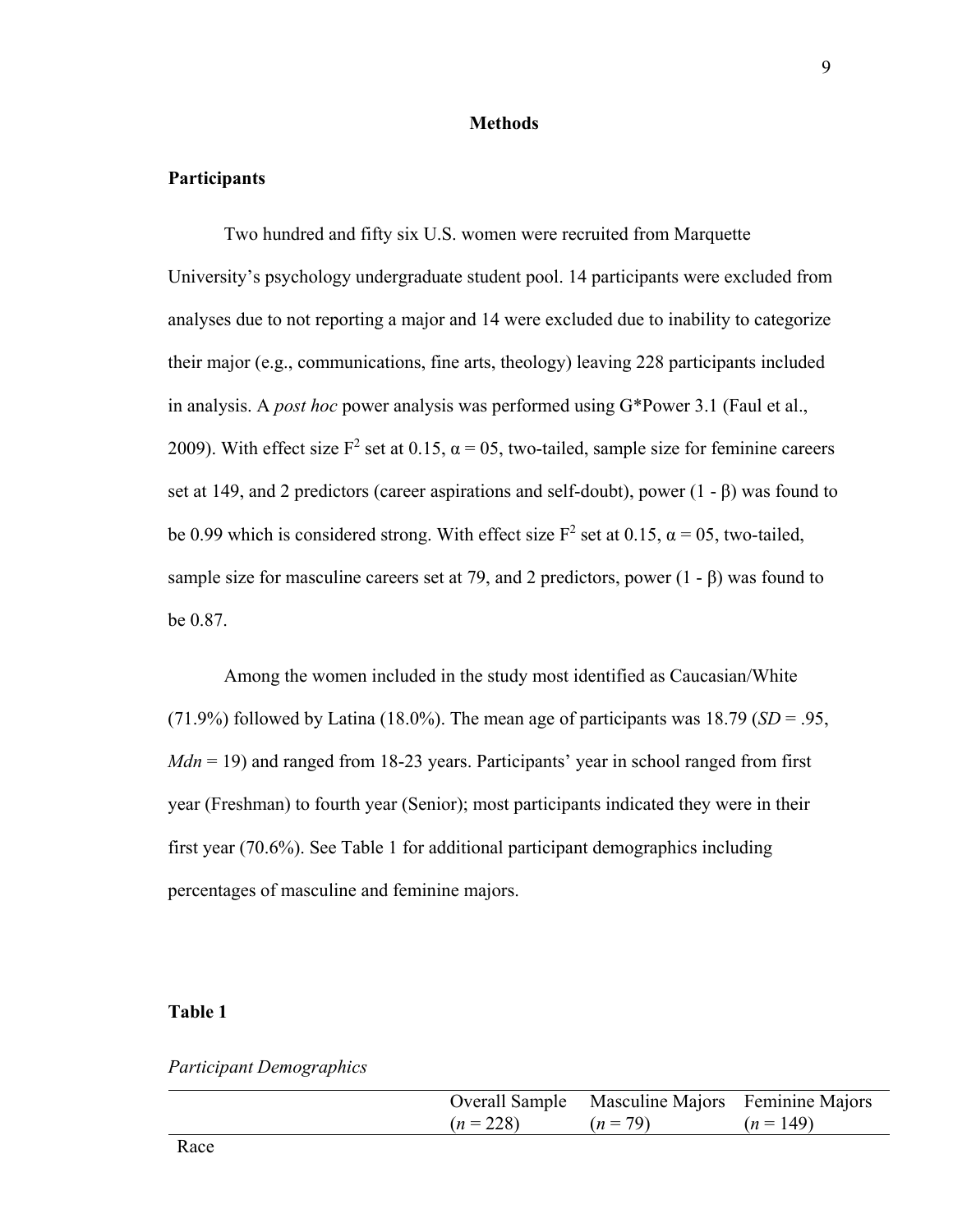# Methods

## Participants

Two hundred and fifty six U.S. women were recruited from Marquette University's psychology undergraduate student pool. 14 participants were excluded from analyses due to not reporting a major and 14 were excluded due to inability to categorize their major (e.g., communications, fine arts, theology) leaving 228 participants included in analysis. A *post hoc* power analysis was performed using G*Power 3.1 (Faul et al., 2009). With effect size $F^2$ set at 0.15, $\alpha$ = 05, two-tailed, sample size for feminine careers set at 149, and 2 predictors (career aspirations and self-doubt), power ($1 - \beta$) was found to be 0.99 which is considered strong. With effect size $F^2$ set at 0.15, $\alpha$ = 05, two-tailed, sample size for masculine careers set at 79, and 2 predictors, power ($1 - \beta$) was found to be 0.87.

Among the women included in the study most identified as Caucasian/White (71.9%) followed by Latina (18.0%). The mean age of participants was 18.79 (*SD* = .95, *Mdn* = 19) and ranged from 18-23 years. Participants' year in school ranged from first year (Freshman) to fourth year (Senior); most participants indicated they were in their first year (70.6%). See Table 1 for additional participant demographics including percentages of masculine and feminine majors.

**Table 1**

*Participant Demographics*

| | Overall Sample (*n* = 228) | Masculine Majors (*n* = 79) | Feminine Majors (*n* = 149) |
|---|---|---|---|
| Race | | | |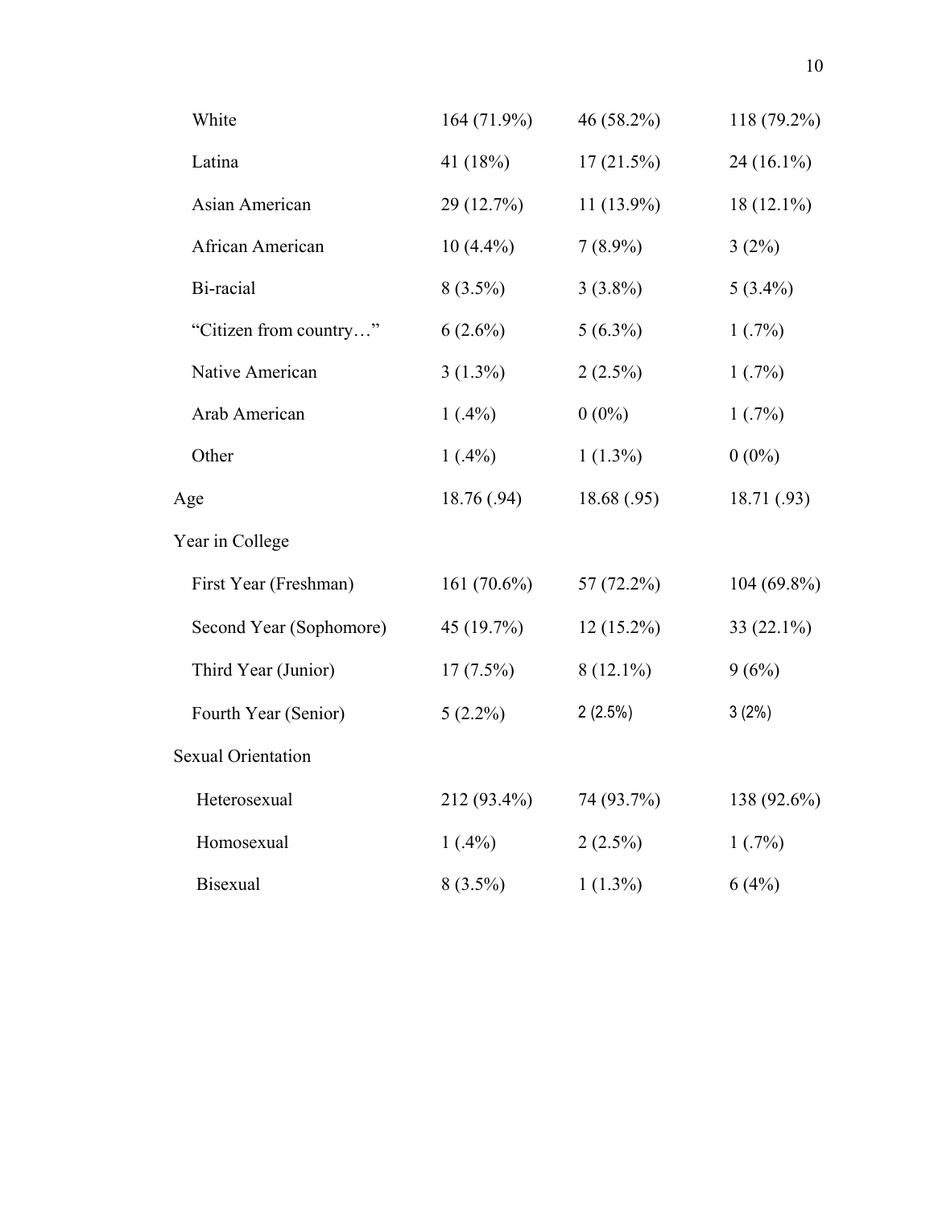| | | | |
|---|---|---|---|
| White | 164 (71.9%) | 46 (58.2%) | 118 (79.2%) |
| Latina | 41 (18%) | 17 (21.5%) | 24 (16.1%) |
| Asian American | 29 (12.7%) | 11 (13.9%) | 18 (12.1%) |
| African American | 10 (4.4%) | 7 (8.9%) | 3 (2%) |
| Bi-racial | 8 (3.5%) | 3 (3.8%) | 5 (3.4%) |
| "Citizen from country…" | 6 (2.6%) | 5 (6.3%) | 1 (.7%) |
| Native American | 3 (1.3%) | 2 (2.5%) | 1 (.7%) |
| Arab American | 1 (.4%) | 0 (0%) | 1 (.7%) |
| Other | 1 (.4%) | 1 (1.3%) | 0 (0%) |
| Age | 18.76 (.94) | 18.68 (.95) | 18.71 (.93) |
| Year in College | | | |
| First Year (Freshman) | 161 (70.6%) | 57 (72.2%) | 104 (69.8%) |
| Second Year (Sophomore) | 45 (19.7%) | 12 (15.2%) | 33 (22.1%) |
| Third Year (Junior) | 17 (7.5%) | 8 (12.1%) | 9 (6%) |
| Fourth Year (Senior) | 5 (2.2%) | 2 (2.5%) | 3 (2%) |
| Sexual Orientation | | | |
| Heterosexual | 212 (93.4%) | 74 (93.7%) | 138 (92.6%) |
| Homosexual | 1 (.4%) | 2 (2.5%) | 1 (.7%) |
| Bisexual | 8 (3.5%) | 1 (1.3%) | 6 (4%) |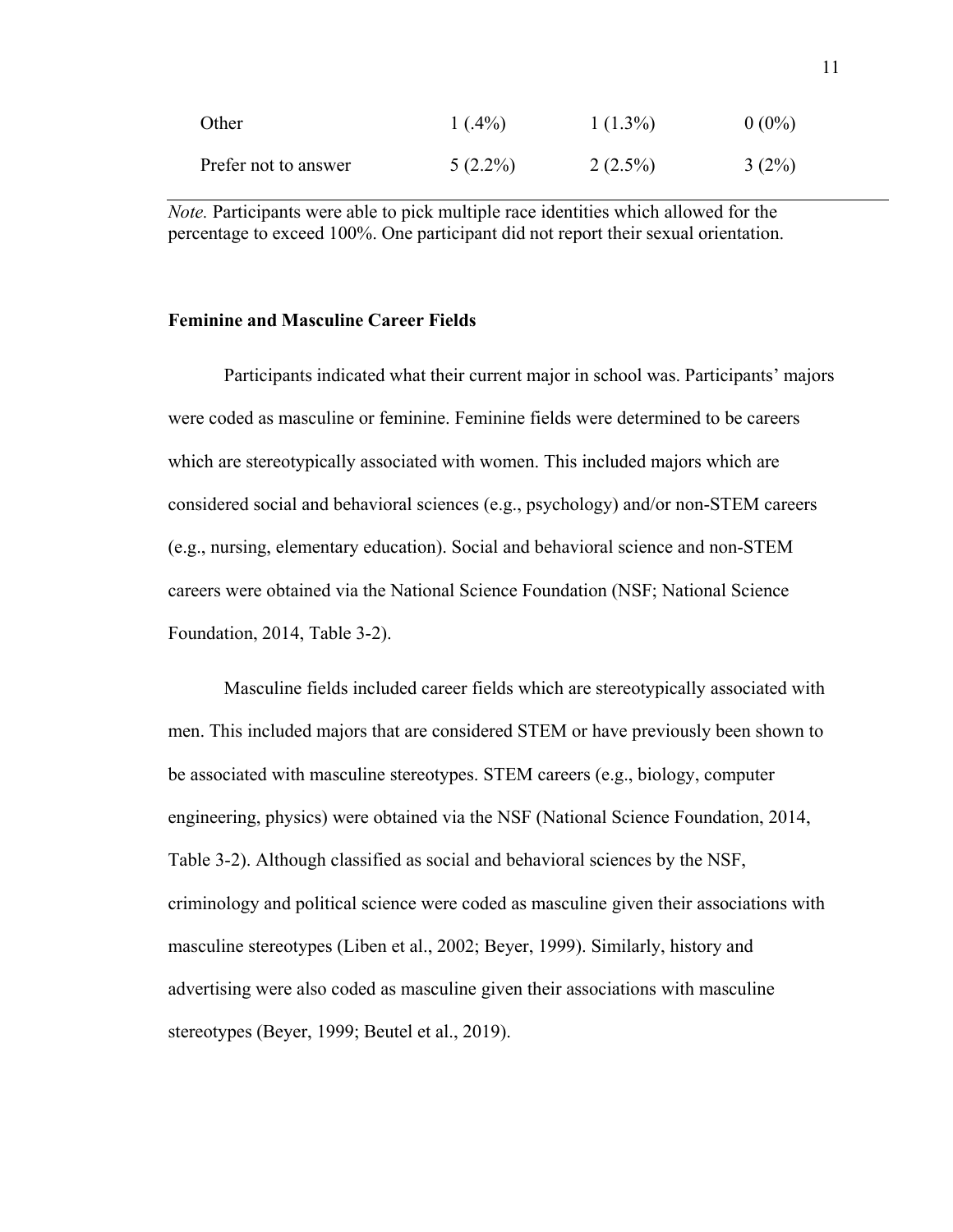| | | | |
|---|---|---|---|
| Other | 1 (.4%) | 1 (1.3%) | 0 (0%) |
| Prefer not to answer | 5 (2.2%) | 2 (2.5%) | 3 (2%) |

*Note.* Participants were able to pick multiple race identities which allowed for the percentage to exceed 100%. One participant did not report their sexual orientation.

### Feminine and Masculine Career Fields

Participants indicated what their current major in school was. Participants' majors were coded as masculine or feminine. Feminine fields were determined to be careers which are stereotypically associated with women. This included majors which are considered social and behavioral sciences (e.g., psychology) and/or non-STEM careers (e.g., nursing, elementary education). Social and behavioral science and non-STEM careers were obtained via the National Science Foundation (NSF; National Science Foundation, 2014, Table 3-2).

Masculine fields included career fields which are stereotypically associated with men. This included majors that are considered STEM or have previously been shown to be associated with masculine stereotypes. STEM careers (e.g., biology, computer engineering, physics) were obtained via the NSF (National Science Foundation, 2014, Table 3-2). Although classified as social and behavioral sciences by the NSF, criminology and political science were coded as masculine given their associations with masculine stereotypes (Liben et al., 2002; Beyer, 1999). Similarly, history and advertising were also coded as masculine given their associations with masculine stereotypes (Beyer, 1999; Beutel et al., 2019).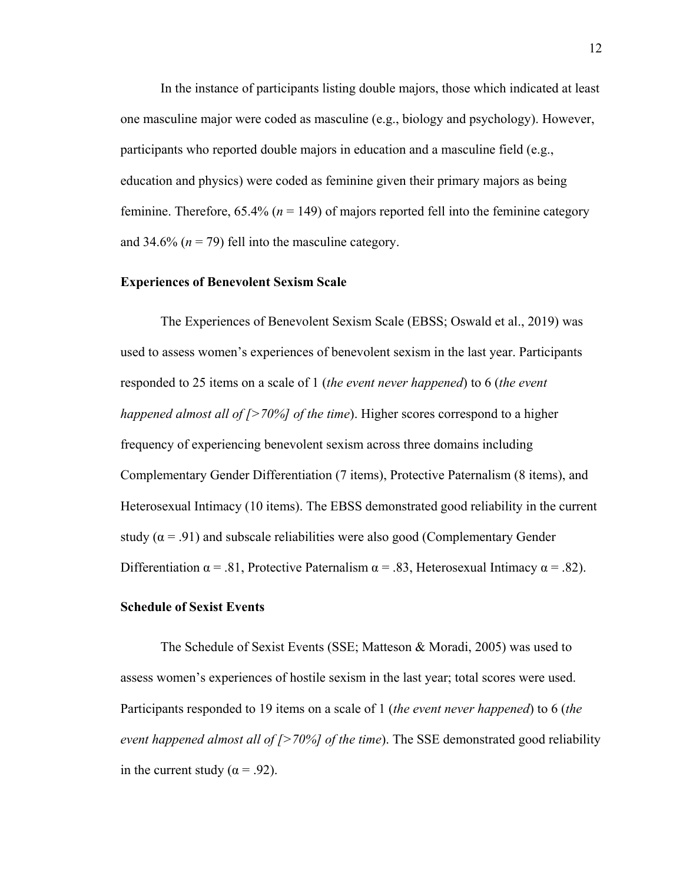In the instance of participants listing double majors, those which indicated at least one masculine major were coded as masculine (e.g., biology and psychology). However, participants who reported double majors in education and a masculine field (e.g., education and physics) were coded as feminine given their primary majors as being feminine. Therefore, 65.4% ($n$ = 149) of majors reported fell into the feminine category and 34.6% ($n$ = 79) fell into the masculine category.

### Experiences of Benevolent Sexism Scale

The Experiences of Benevolent Sexism Scale (EBSS; Oswald et al., 2019) was used to assess women's experiences of benevolent sexism in the last year. Participants responded to 25 items on a scale of 1 (*the event never happened*) to 6 (*the event happened almost all of [>70%] of the time*). Higher scores correspond to a higher frequency of experiencing benevolent sexism across three domains including Complementary Gender Differentiation (7 items), Protective Paternalism (8 items), and Heterosexual Intimacy (10 items). The EBSS demonstrated good reliability in the current study ($\alpha$ = .91) and subscale reliabilities were also good (Complementary Gender Differentiation $\alpha$ = .81, Protective Paternalism $\alpha$ = .83, Heterosexual Intimacy $\alpha$ = .82).

### Schedule of Sexist Events

The Schedule of Sexist Events (SSE; Matteson & Moradi, 2005) was used to assess women's experiences of hostile sexism in the last year; total scores were used. Participants responded to 19 items on a scale of 1 (*the event never happened*) to 6 (*the event happened almost all of [>70%] of the time*). The SSE demonstrated good reliability in the current study ($\alpha$ = .92).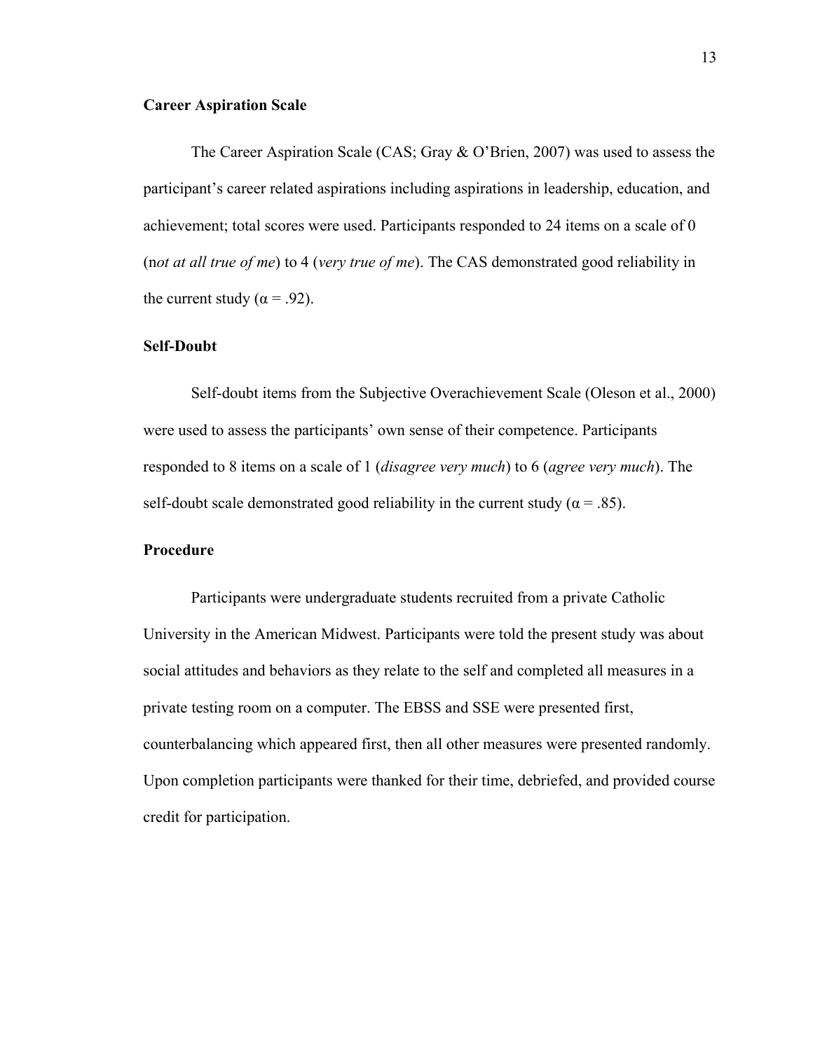### Career Aspiration Scale

The Career Aspiration Scale (CAS; Gray & O'Brien, 2007) was used to assess the participant's career related aspirations including aspirations in leadership, education, and achievement; total scores were used. Participants responded to 24 items on a scale of 0 (n*ot at all true of me*) to 4 (*very true of me*). The CAS demonstrated good reliability in the current study ($\alpha = .92$).

### Self-Doubt

Self-doubt items from the Subjective Overachievement Scale (Oleson et al., 2000) were used to assess the participants' own sense of their competence. Participants responded to 8 items on a scale of 1 (*disagree very much*) to 6 (*agree very much*). The self-doubt scale demonstrated good reliability in the current study ($\alpha = .85$).

### Procedure

Participants were undergraduate students recruited from a private Catholic University in the American Midwest. Participants were told the present study was about social attitudes and behaviors as they relate to the self and completed all measures in a private testing room on a computer. The EBSS and SSE were presented first, counterbalancing which appeared first, then all other measures were presented randomly. Upon completion participants were thanked for their time, debriefed, and provided course credit for participation.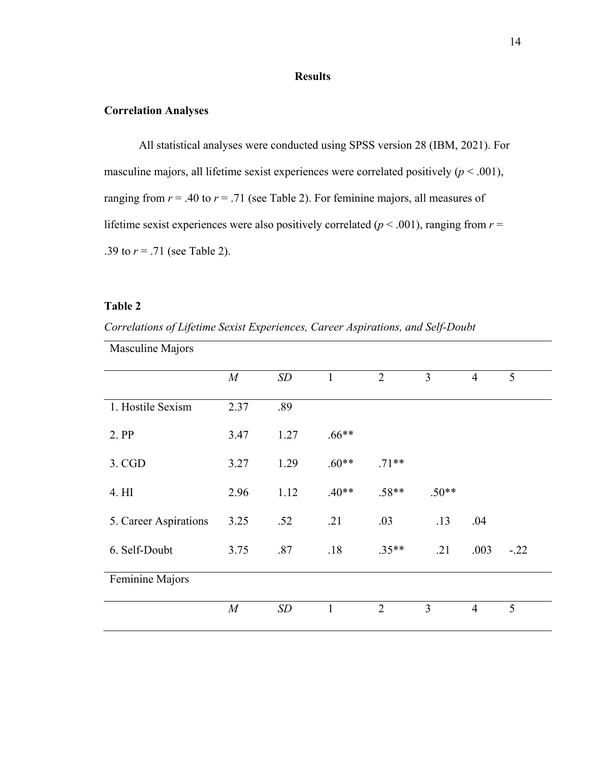## Results

### Correlation Analyses

All statistical analyses were conducted using SPSS version 28 (IBM, 2021). For masculine majors, all lifetime sexist experiences were correlated positively ($p < .001$), ranging from $r = .40$ to $r = .71$ (see Table 2). For feminine majors, all measures of lifetime sexist experiences were also positively correlated ($p < .001$), ranging from $r = .39$ to $r = .71$ (see Table 2).

**Table 2**

*Correlations of Lifetime Sexist Experiences, Career Aspirations, and Self-Doubt*

| Masculine Majors | | | | | | | |
|---|---|---|---|---|---|---|---|
| | *M* | *SD* | 1 | 2 | 3 | 4 | 5 |
| 1. Hostile Sexism | 2.37 | .89 | | | | | |
| 2. PP | 3.47 | 1.27 | .66** | | | | |
| 3. CGD | 3.27 | 1.29 | .60** | .71** | | | |
| 4. HI | 2.96 | 1.12 | .40** | .58** | .50** | | |
| 5. Career Aspirations | 3.25 | .52 | .21 | .03 | .13 | .04 | |
| 6. Self-Doubt | 3.75 | .87 | .18 | .35** | .21 | .003 | -.22 |
| Feminine Majors | | | | | | | |
| | *M* | *SD* | 1 | 2 | 3 | 4 | 5 |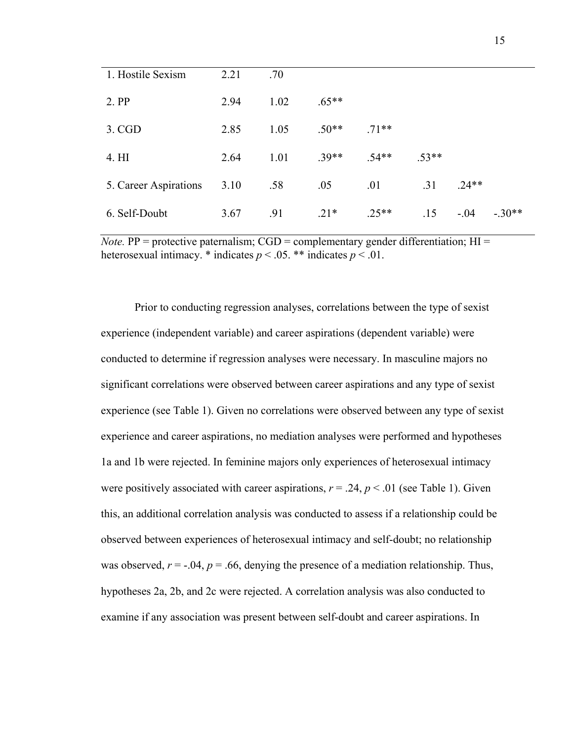| | | | | | | | |
|---|---|---|---|---|---|---|---|
| 1. Hostile Sexism | 2.21 | .70 | | | | | |
| 2. PP | 2.94 | 1.02 | .65** | | | | |
| 3. CGD | 2.85 | 1.05 | .50** | .71** | | | |
| 4. HI | 2.64 | 1.01 | .39** | .54** | .53** | | |
| 5. Career Aspirations | 3.10 | .58 | .05 | .01 | .31 | .24** | |
| 6. Self-Doubt | 3.67 | .91 | .21* | .25** | .15 | -.04 | -.30** |

*Note.* PP = protective paternalism; CGD = complementary gender differentiation; HI = heterosexual intimacy. * indicates $p < .05$. ** indicates $p < .01$.

Prior to conducting regression analyses, correlations between the type of sexist experience (independent variable) and career aspirations (dependent variable) were conducted to determine if regression analyses were necessary. In masculine majors no significant correlations were observed between career aspirations and any type of sexist experience (see Table 1). Given no correlations were observed between any type of sexist experience and career aspirations, no mediation analyses were performed and hypotheses 1a and 1b were rejected. In feminine majors only experiences of heterosexual intimacy were positively associated with career aspirations, $r = .24$, $p < .01$ (see Table 1). Given this, an additional correlation analysis was conducted to assess if a relationship could be observed between experiences of heterosexual intimacy and self-doubt; no relationship was observed, $r = -.04$, $p = .66$, denying the presence of a mediation relationship. Thus, hypotheses 2a, 2b, and 2c were rejected. A correlation analysis was also conducted to examine if any association was present between self-doubt and career aspirations. In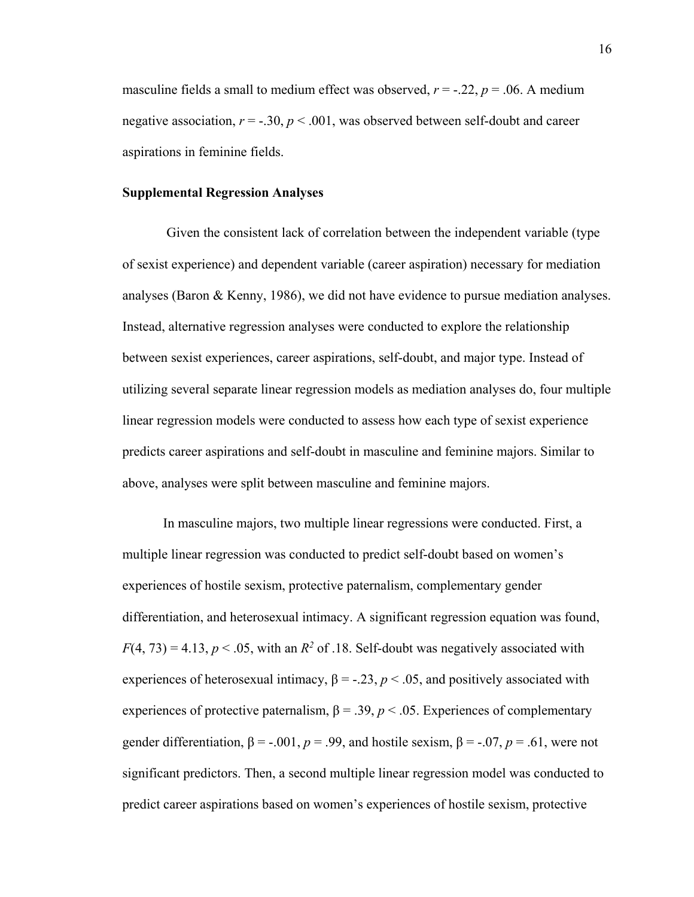masculine fields a small to medium effect was observed, $r = -.22$, $p = .06$. A medium negative association, $r = -.30$, $p < .001$, was observed between self-doubt and career aspirations in feminine fields.

### Supplemental Regression Analyses

Given the consistent lack of correlation between the independent variable (type of sexist experience) and dependent variable (career aspiration) necessary for mediation analyses (Baron & Kenny, 1986), we did not have evidence to pursue mediation analyses. Instead, alternative regression analyses were conducted to explore the relationship between sexist experiences, career aspirations, self-doubt, and major type. Instead of utilizing several separate linear regression models as mediation analyses do, four multiple linear regression models were conducted to assess how each type of sexist experience predicts career aspirations and self-doubt in masculine and feminine majors. Similar to above, analyses were split between masculine and feminine majors.

In masculine majors, two multiple linear regressions were conducted. First, a multiple linear regression was conducted to predict self-doubt based on women's experiences of hostile sexism, protective paternalism, complementary gender differentiation, and heterosexual intimacy. A significant regression equation was found, $F(4, 73) = 4.13$, $p < .05$, with an $R^2$ of .18. Self-doubt was negatively associated with experiences of heterosexual intimacy, $\beta = -.23$, $p < .05$, and positively associated with experiences of protective paternalism, $\beta = .39$, $p < .05$. Experiences of complementary gender differentiation, $\beta = -.001$, $p = .99$, and hostile sexism, $\beta = -.07$, $p = .61$, were not significant predictors. Then, a second multiple linear regression model was conducted to predict career aspirations based on women's experiences of hostile sexism, protective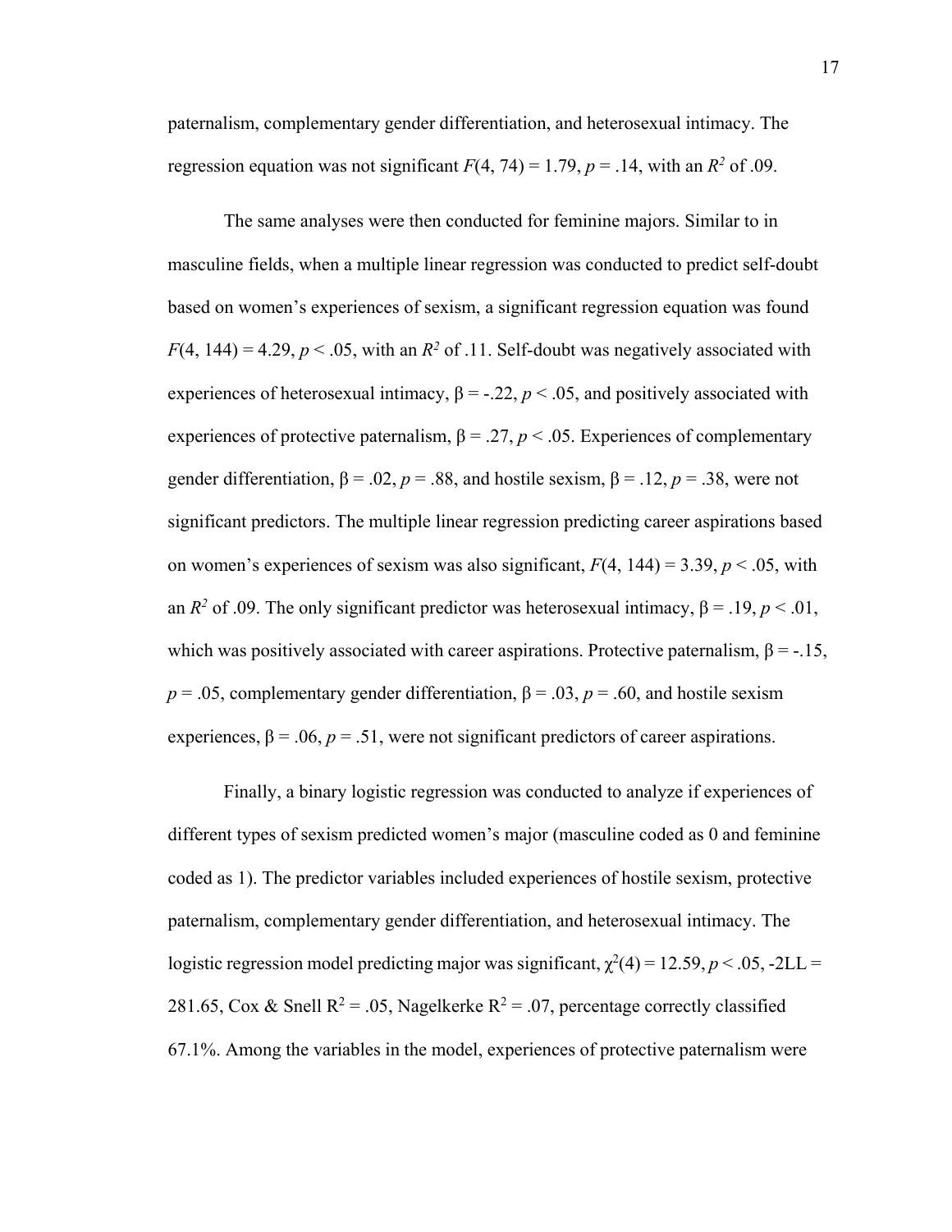paternalism, complementary gender differentiation, and heterosexual intimacy. The regression equation was not significant $F(4, 74) = 1.79$, $p = .14$, with an $R^2$ of .09.

The same analyses were then conducted for feminine majors. Similar to in masculine fields, when a multiple linear regression was conducted to predict self-doubt based on women's experiences of sexism, a significant regression equation was found $F(4, 144) = 4.29$, $p < .05$, with an $R^2$ of .11. Self-doubt was negatively associated with experiences of heterosexual intimacy, $\beta = -.22$, $p < .05$, and positively associated with experiences of protective paternalism, $\beta = .27$, $p < .05$. Experiences of complementary gender differentiation, $\beta = .02$, $p = .88$, and hostile sexism, $\beta = .12$, $p = .38$, were not significant predictors. The multiple linear regression predicting career aspirations based on women's experiences of sexism was also significant, $F(4, 144) = 3.39$, $p < .05$, with an $R^2$ of .09. The only significant predictor was heterosexual intimacy, $\beta = .19$, $p < .01$, which was positively associated with career aspirations. Protective paternalism, $\beta = -.15$, $p = .05$, complementary gender differentiation, $\beta = .03$, $p = .60$, and hostile sexism experiences, $\beta = .06$, $p = .51$, were not significant predictors of career aspirations.

Finally, a binary logistic regression was conducted to analyze if experiences of different types of sexism predicted women's major (masculine coded as 0 and feminine coded as 1). The predictor variables included experiences of hostile sexism, protective paternalism, complementary gender differentiation, and heterosexual intimacy. The logistic regression model predicting major was significant, $\chi^2(4) = 12.59$, $p < .05$, -2LL = 281.65, Cox & Snell $R^2 = .05$, Nagelkerke $R^2 = .07$, percentage correctly classified 67.1%. Among the variables in the model, experiences of protective paternalism were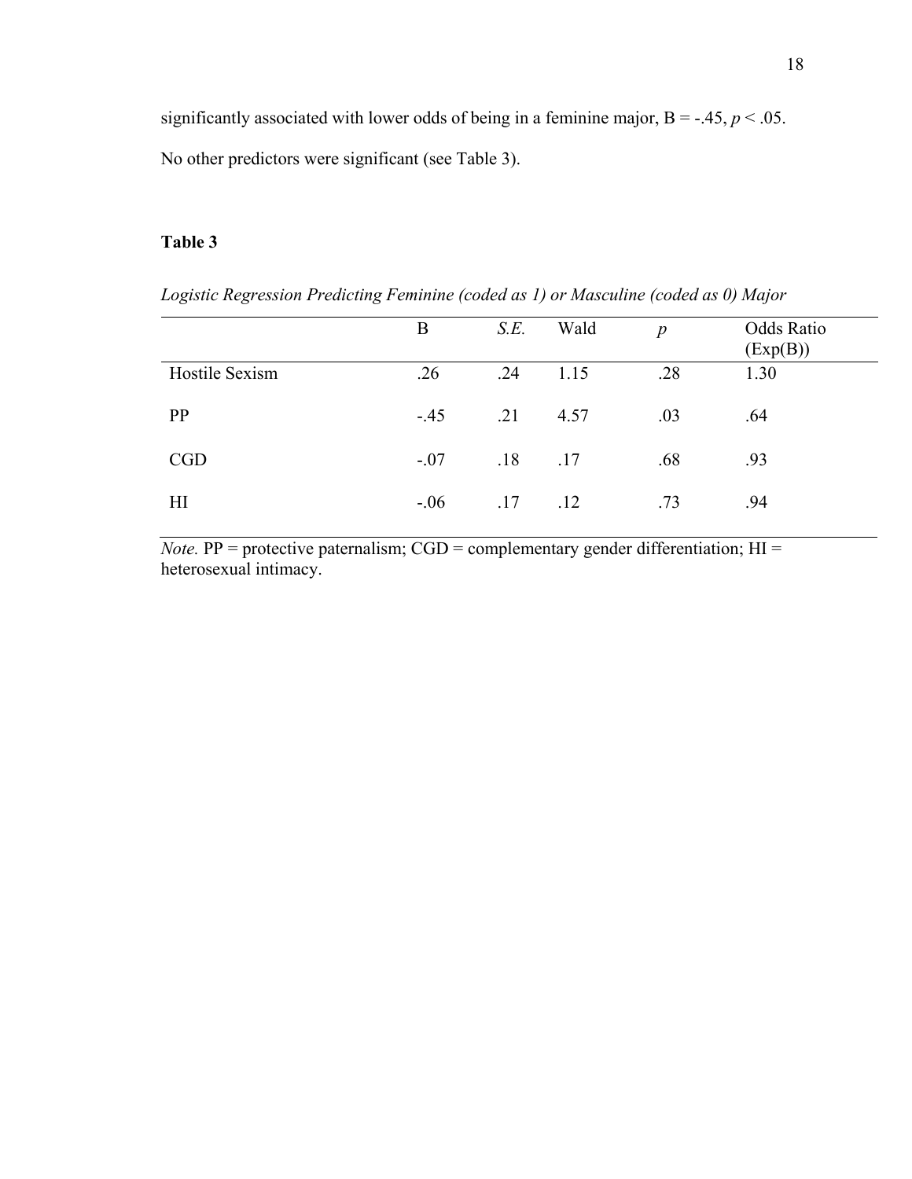significantly associated with lower odds of being in a feminine major, B = -.45, $p < .05$. No other predictors were significant (see Table 3).

**Table 3**

*Logistic Regression Predicting Feminine (coded as 1) or Masculine (coded as 0) Major*

| | B | *S.E.* | Wald | *p* | Odds Ratio (Exp(B)) |
|---|---|---|---|---|---|
| Hostile Sexism | .26 | .24 | 1.15 | .28 | 1.30 |
| PP | -.45 | .21 | 4.57 | .03 | .64 |
| CGD | -.07 | .18 | .17 | .68 | .93 |
| HI | -.06 | .17 | .12 | .73 | .94 |

*Note.* PP = protective paternalism; CGD = complementary gender differentiation; HI = heterosexual intimacy.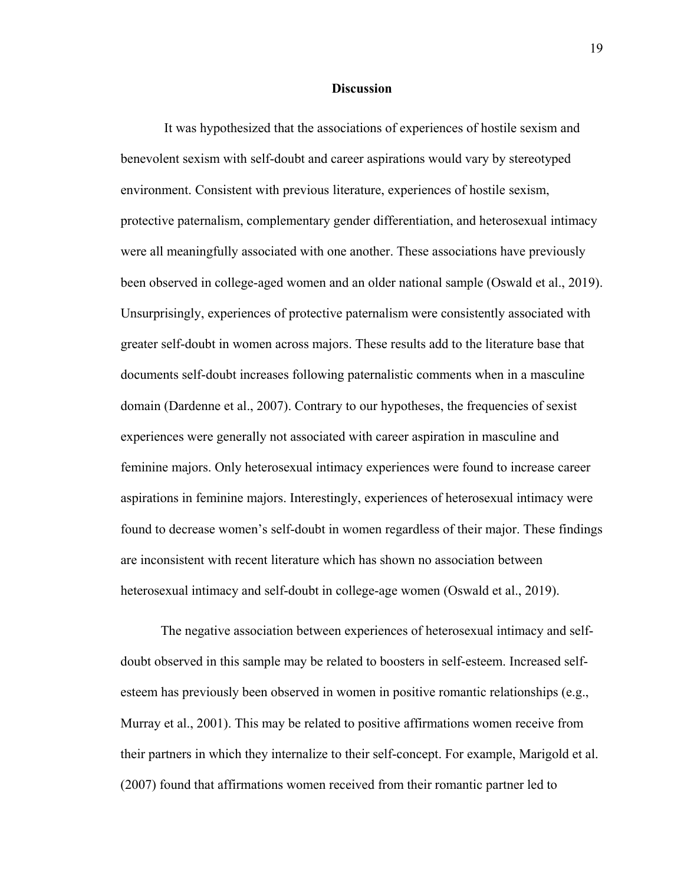## Discussion

It was hypothesized that the associations of experiences of hostile sexism and benevolent sexism with self-doubt and career aspirations would vary by stereotyped environment. Consistent with previous literature, experiences of hostile sexism, protective paternalism, complementary gender differentiation, and heterosexual intimacy were all meaningfully associated with one another. These associations have previously been observed in college-aged women and an older national sample (Oswald et al., 2019). Unsurprisingly, experiences of protective paternalism were consistently associated with greater self-doubt in women across majors. These results add to the literature base that documents self-doubt increases following paternalistic comments when in a masculine domain (Dardenne et al., 2007). Contrary to our hypotheses, the frequencies of sexist experiences were generally not associated with career aspiration in masculine and feminine majors. Only heterosexual intimacy experiences were found to increase career aspirations in feminine majors. Interestingly, experiences of heterosexual intimacy were found to decrease women's self-doubt in women regardless of their major. These findings are inconsistent with recent literature which has shown no association between heterosexual intimacy and self-doubt in college-age women (Oswald et al., 2019).

The negative association between experiences of heterosexual intimacy and self-doubt observed in this sample may be related to boosters in self-esteem. Increased self-esteem has previously been observed in women in positive romantic relationships (e.g., Murray et al., 2001). This may be related to positive affirmations women receive from their partners in which they internalize to their self-concept. For example, Marigold et al. (2007) found that affirmations women received from their romantic partner led to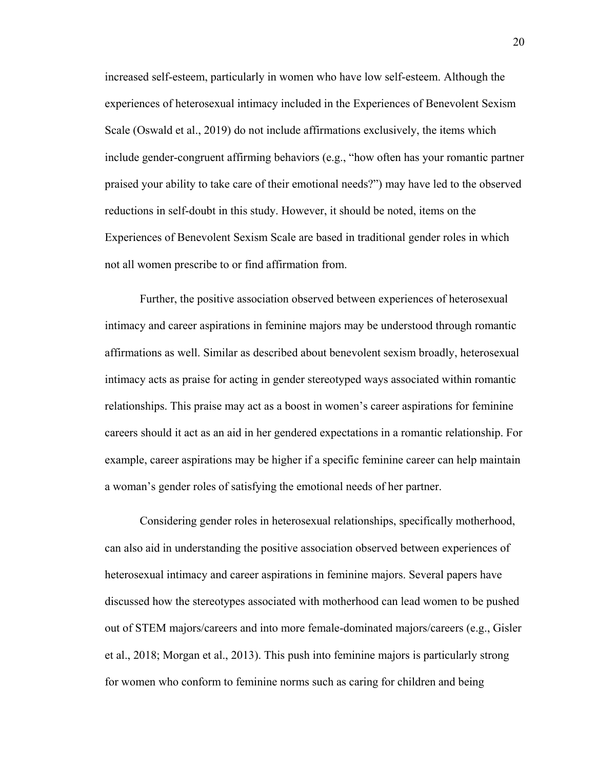increased self-esteem, particularly in women who have low self-esteem. Although the experiences of heterosexual intimacy included in the Experiences of Benevolent Sexism Scale (Oswald et al., 2019) do not include affirmations exclusively, the items which include gender-congruent affirming behaviors (e.g., "how often has your romantic partner praised your ability to take care of their emotional needs?") may have led to the observed reductions in self-doubt in this study. However, it should be noted, items on the Experiences of Benevolent Sexism Scale are based in traditional gender roles in which not all women prescribe to or find affirmation from.

Further, the positive association observed between experiences of heterosexual intimacy and career aspirations in feminine majors may be understood through romantic affirmations as well. Similar as described about benevolent sexism broadly, heterosexual intimacy acts as praise for acting in gender stereotyped ways associated within romantic relationships. This praise may act as a boost in women's career aspirations for feminine careers should it act as an aid in her gendered expectations in a romantic relationship. For example, career aspirations may be higher if a specific feminine career can help maintain a woman's gender roles of satisfying the emotional needs of her partner.

Considering gender roles in heterosexual relationships, specifically motherhood, can also aid in understanding the positive association observed between experiences of heterosexual intimacy and career aspirations in feminine majors. Several papers have discussed how the stereotypes associated with motherhood can lead women to be pushed out of STEM majors/careers and into more female-dominated majors/careers (e.g., Gisler et al., 2018; Morgan et al., 2013). This push into feminine majors is particularly strong for women who conform to feminine norms such as caring for children and being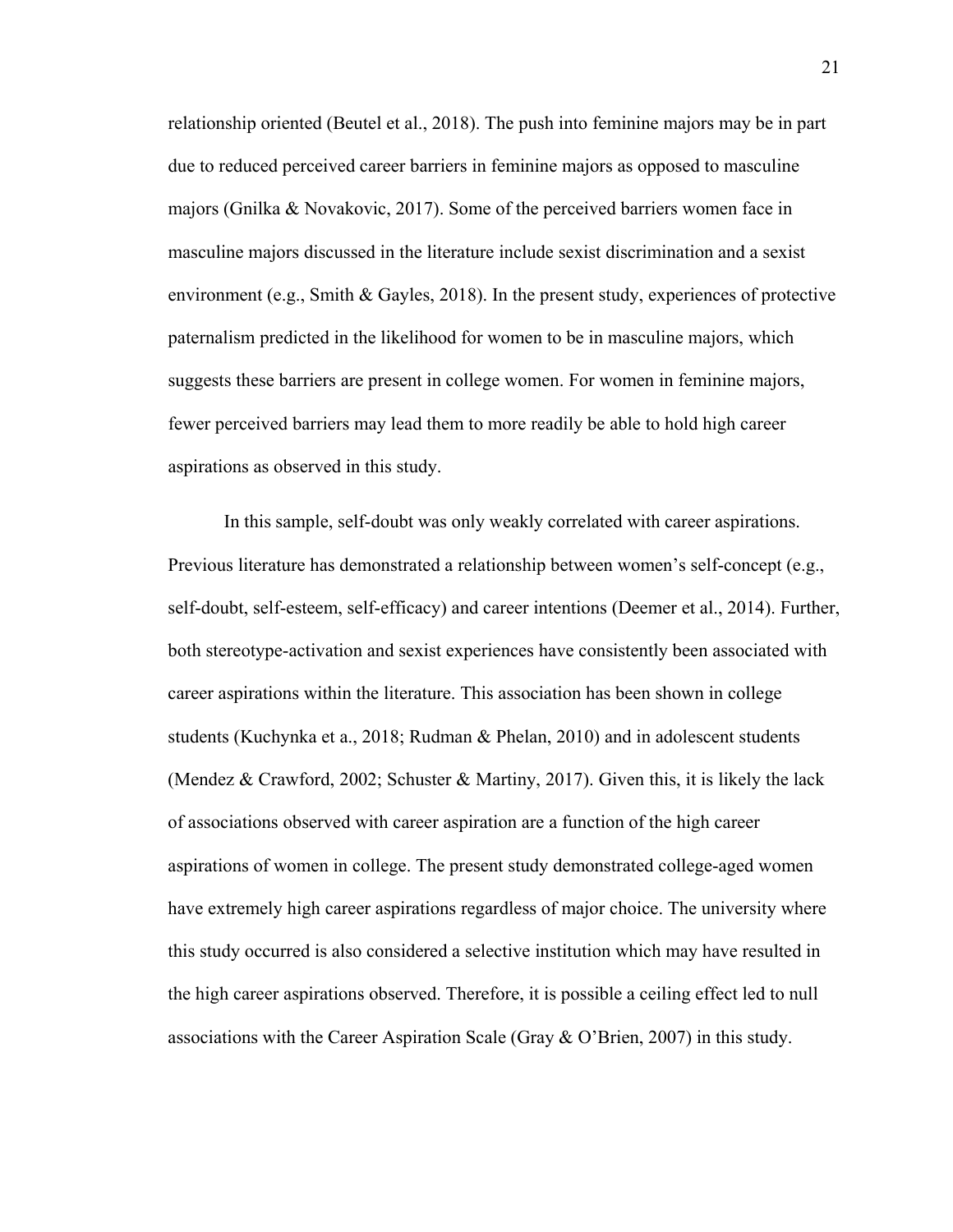relationship oriented (Beutel et al., 2018). The push into feminine majors may be in part due to reduced perceived career barriers in feminine majors as opposed to masculine majors (Gnilka & Novakovic, 2017). Some of the perceived barriers women face in masculine majors discussed in the literature include sexist discrimination and a sexist environment (e.g., Smith & Gayles, 2018). In the present study, experiences of protective paternalism predicted in the likelihood for women to be in masculine majors, which suggests these barriers are present in college women. For women in feminine majors, fewer perceived barriers may lead them to more readily be able to hold high career aspirations as observed in this study.

In this sample, self-doubt was only weakly correlated with career aspirations. Previous literature has demonstrated a relationship between women's self-concept (e.g., self-doubt, self-esteem, self-efficacy) and career intentions (Deemer et al., 2014). Further, both stereotype-activation and sexist experiences have consistently been associated with career aspirations within the literature. This association has been shown in college students (Kuchynka et a., 2018; Rudman & Phelan, 2010) and in adolescent students (Mendez & Crawford, 2002; Schuster & Martiny, 2017). Given this, it is likely the lack of associations observed with career aspiration are a function of the high career aspirations of women in college. The present study demonstrated college-aged women have extremely high career aspirations regardless of major choice. The university where this study occurred is also considered a selective institution which may have resulted in the high career aspirations observed. Therefore, it is possible a ceiling effect led to null associations with the Career Aspiration Scale (Gray & O'Brien, 2007) in this study.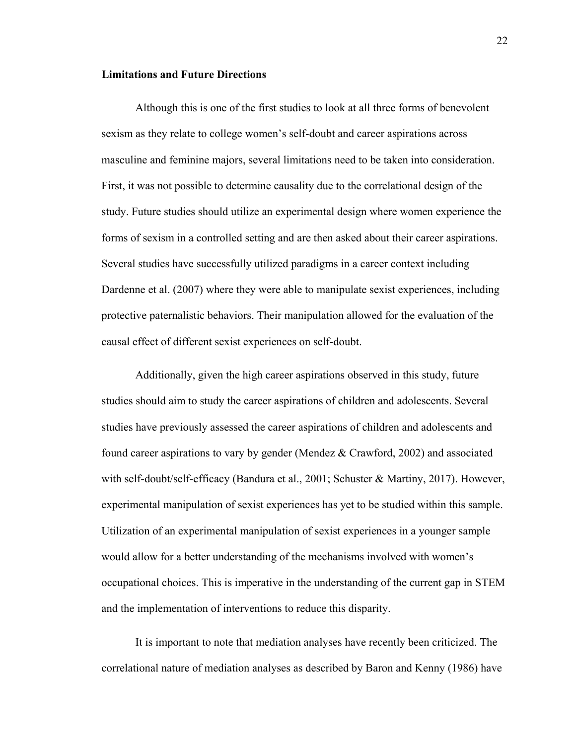**Limitations and Future Directions**

Although this is one of the first studies to look at all three forms of benevolent sexism as they relate to college women's self-doubt and career aspirations across masculine and feminine majors, several limitations need to be taken into consideration. First, it was not possible to determine causality due to the correlational design of the study. Future studies should utilize an experimental design where women experience the forms of sexism in a controlled setting and are then asked about their career aspirations. Several studies have successfully utilized paradigms in a career context including Dardenne et al. (2007) where they were able to manipulate sexist experiences, including protective paternalistic behaviors. Their manipulation allowed for the evaluation of the causal effect of different sexist experiences on self-doubt.

Additionally, given the high career aspirations observed in this study, future studies should aim to study the career aspirations of children and adolescents. Several studies have previously assessed the career aspirations of children and adolescents and found career aspirations to vary by gender (Mendez & Crawford, 2002) and associated with self-doubt/self-efficacy (Bandura et al., 2001; Schuster & Martiny, 2017). However, experimental manipulation of sexist experiences has yet to be studied within this sample. Utilization of an experimental manipulation of sexist experiences in a younger sample would allow for a better understanding of the mechanisms involved with women's occupational choices. This is imperative in the understanding of the current gap in STEM and the implementation of interventions to reduce this disparity.

It is important to note that mediation analyses have recently been criticized. The correlational nature of mediation analyses as described by Baron and Kenny (1986) have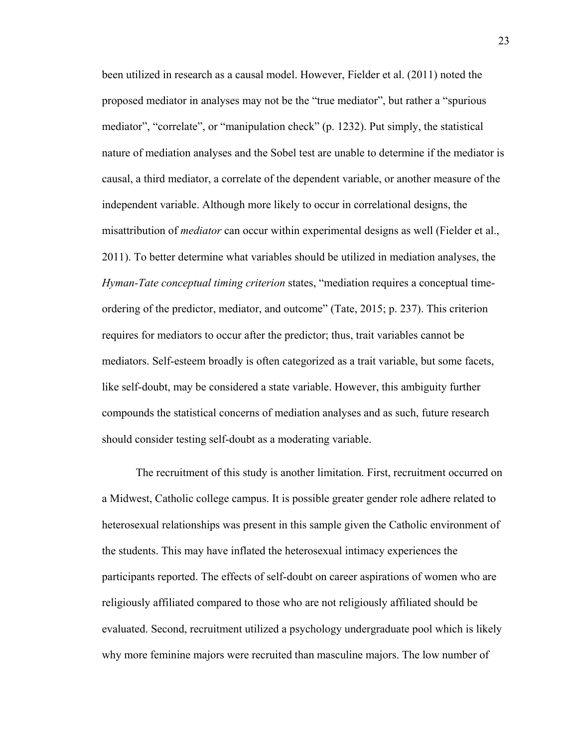been utilized in research as a causal model. However, Fielder et al. (2011) noted the proposed mediator in analyses may not be the "true mediator", but rather a "spurious mediator", "correlate", or "manipulation check" (p. 1232). Put simply, the statistical nature of mediation analyses and the Sobel test are unable to determine if the mediator is causal, a third mediator, a correlate of the dependent variable, or another measure of the independent variable. Although more likely to occur in correlational designs, the misattribution of *mediator* can occur within experimental designs as well (Fielder et al., 2011). To better determine what variables should be utilized in mediation analyses, the *Hyman-Tate conceptual timing criterion* states, "mediation requires a conceptual time-ordering of the predictor, mediator, and outcome" (Tate, 2015; p. 237). This criterion requires for mediators to occur after the predictor; thus, trait variables cannot be mediators. Self-esteem broadly is often categorized as a trait variable, but some facets, like self-doubt, may be considered a state variable. However, this ambiguity further compounds the statistical concerns of mediation analyses and as such, future research should consider testing self-doubt as a moderating variable.

The recruitment of this study is another limitation. First, recruitment occurred on a Midwest, Catholic college campus. It is possible greater gender role adhere related to heterosexual relationships was present in this sample given the Catholic environment of the students. This may have inflated the heterosexual intimacy experiences the participants reported. The effects of self-doubt on career aspirations of women who are religiously affiliated compared to those who are not religiously affiliated should be evaluated. Second, recruitment utilized a psychology undergraduate pool which is likely why more feminine majors were recruited than masculine majors. The low number of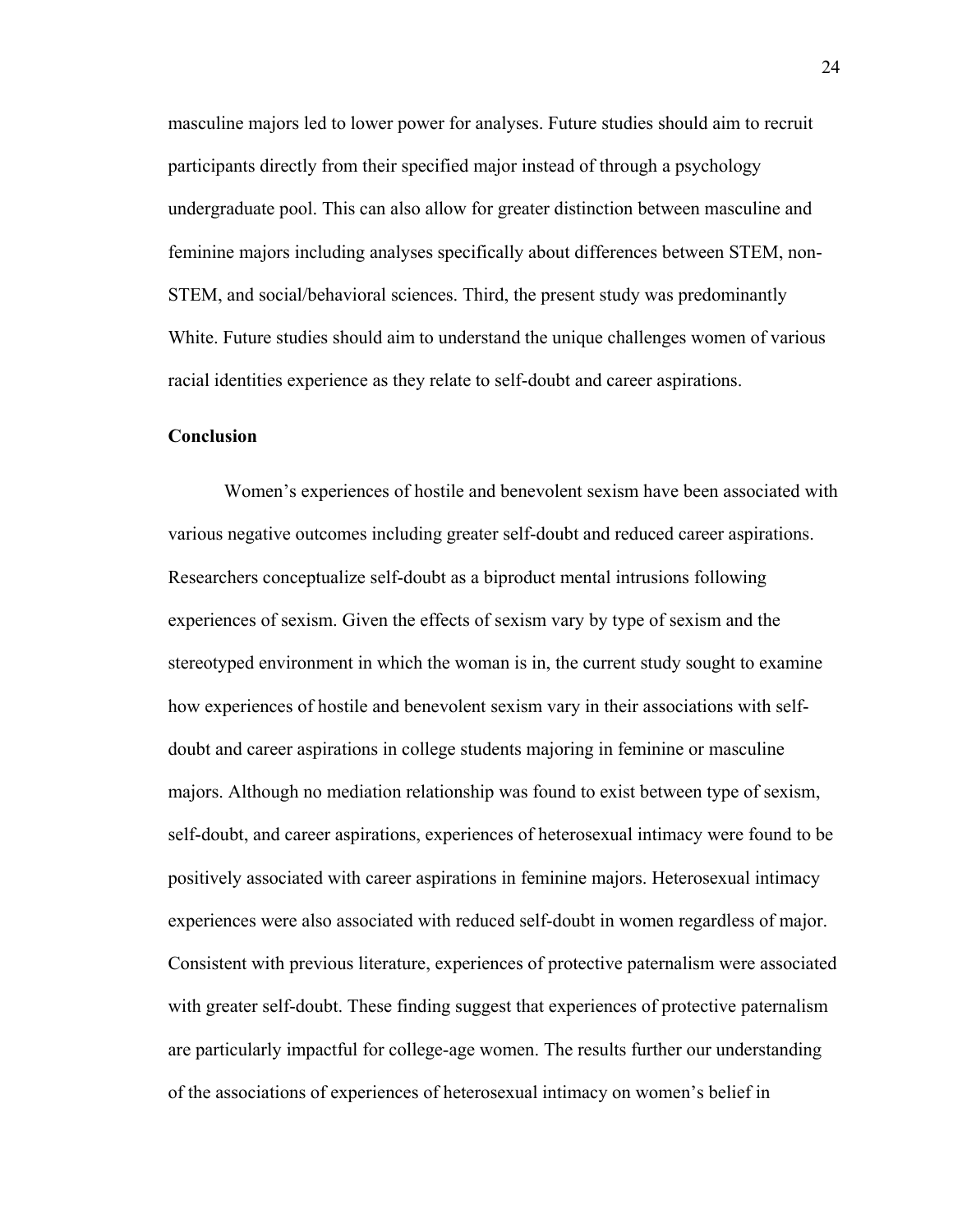masculine majors led to lower power for analyses. Future studies should aim to recruit participants directly from their specified major instead of through a psychology undergraduate pool. This can also allow for greater distinction between masculine and feminine majors including analyses specifically about differences between STEM, non-STEM, and social/behavioral sciences. Third, the present study was predominantly White. Future studies should aim to understand the unique challenges women of various racial identities experience as they relate to self-doubt and career aspirations.

## Conclusion

Women's experiences of hostile and benevolent sexism have been associated with various negative outcomes including greater self-doubt and reduced career aspirations. Researchers conceptualize self-doubt as a biproduct mental intrusions following experiences of sexism. Given the effects of sexism vary by type of sexism and the stereotyped environment in which the woman is in, the current study sought to examine how experiences of hostile and benevolent sexism vary in their associations with self-doubt and career aspirations in college students majoring in feminine or masculine majors. Although no mediation relationship was found to exist between type of sexism, self-doubt, and career aspirations, experiences of heterosexual intimacy were found to be positively associated with career aspirations in feminine majors. Heterosexual intimacy experiences were also associated with reduced self-doubt in women regardless of major. Consistent with previous literature, experiences of protective paternalism were associated with greater self-doubt. These finding suggest that experiences of protective paternalism are particularly impactful for college-age women. The results further our understanding of the associations of experiences of heterosexual intimacy on women's belief in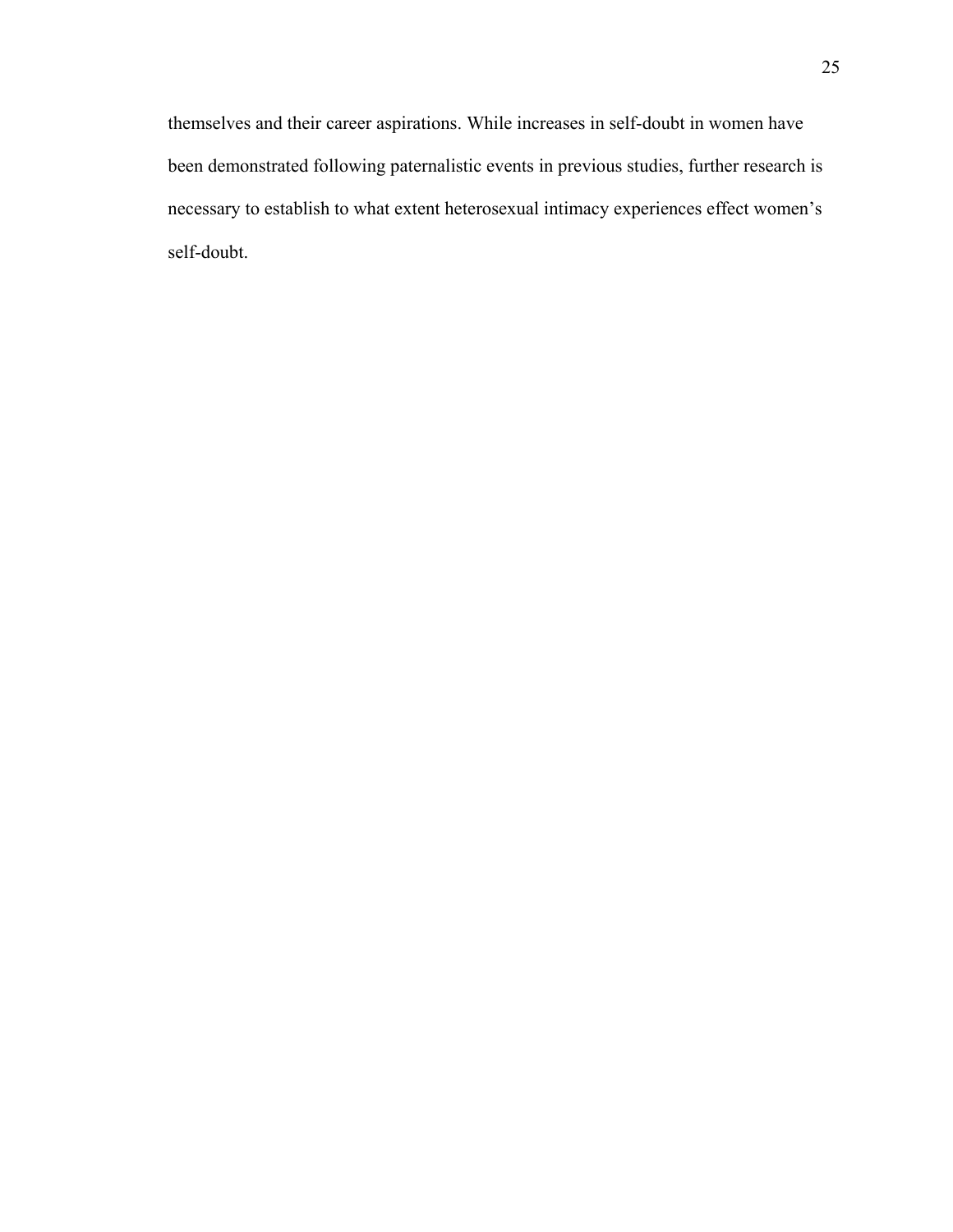themselves and their career aspirations. While increases in self-doubt in women have been demonstrated following paternalistic events in previous studies, further research is necessary to establish to what extent heterosexual intimacy experiences effect women's self-doubt.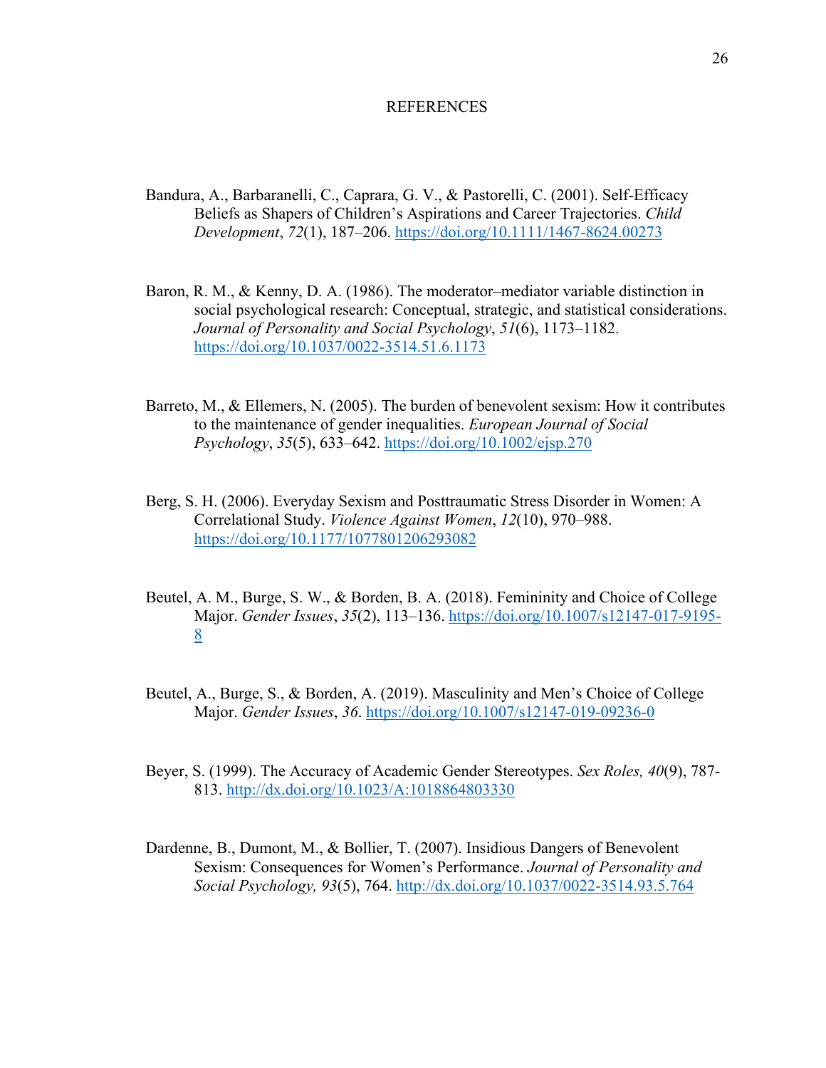# REFERENCES

Bandura, A., Barbaranelli, C., Caprara, G. V., & Pastorelli, C. (2001). Self-Efficacy Beliefs as Shapers of Children's Aspirations and Career Trajectories. *Child Development*, *72*(1), 187–206. https://doi.org/10.1111/1467-8624.00273

Baron, R. M., & Kenny, D. A. (1986). The moderator–mediator variable distinction in social psychological research: Conceptual, strategic, and statistical considerations. *Journal of Personality and Social Psychology*, *51*(6), 1173–1182. https://doi.org/10.1037/0022-3514.51.6.1173

Barreto, M., & Ellemers, N. (2005). The burden of benevolent sexism: How it contributes to the maintenance of gender inequalities. *European Journal of Social Psychology*, *35*(5), 633–642. https://doi.org/10.1002/ejsp.270

Berg, S. H. (2006). Everyday Sexism and Posttraumatic Stress Disorder in Women: A Correlational Study. *Violence Against Women*, *12*(10), 970–988. https://doi.org/10.1177/1077801206293082

Beutel, A. M., Burge, S. W., & Borden, B. A. (2018). Femininity and Choice of College Major. *Gender Issues*, *35*(2), 113–136. https://doi.org/10.1007/s12147-017-9195-8

Beutel, A., Burge, S., & Borden, A. (2019). Masculinity and Men's Choice of College Major. *Gender Issues*, *36*. https://doi.org/10.1007/s12147-019-09236-0

Beyer, S. (1999). The Accuracy of Academic Gender Stereotypes. *Sex Roles, 40*(9), 787-813. http://dx.doi.org/10.1023/A:1018864803330

Dardenne, B., Dumont, M., & Bollier, T. (2007). Insidious Dangers of Benevolent Sexism: Consequences for Women's Performance. *Journal of Personality and Social Psychology, 93*(5), 764. http://dx.doi.org/10.1037/0022-3514.93.5.764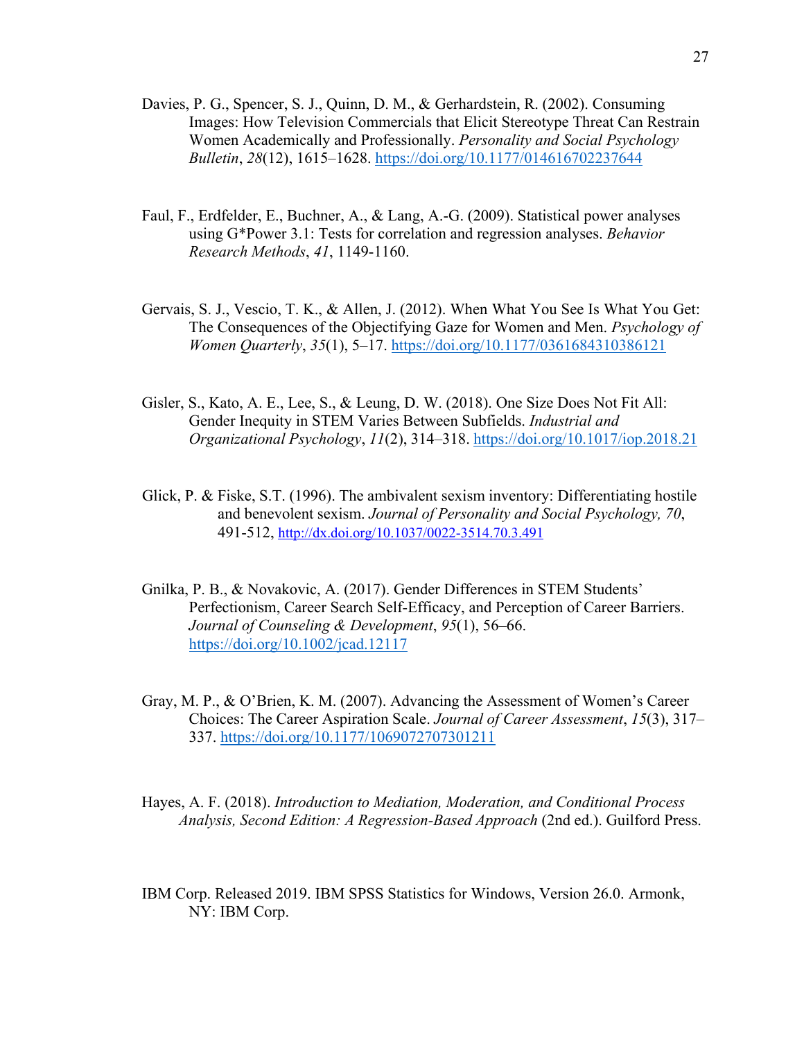Davies, P. G., Spencer, S. J., Quinn, D. M., & Gerhardstein, R. (2002). Consuming Images: How Television Commercials that Elicit Stereotype Threat Can Restrain Women Academically and Professionally. *Personality and Social Psychology Bulletin*, *28*(12), 1615–1628. https://doi.org/10.1177/014616702237644

Faul, F., Erdfelder, E., Buchner, A., & Lang, A.-G. (2009). Statistical power analyses using G*Power 3.1: Tests for correlation and regression analyses. *Behavior Research Methods*, *41*, 1149-1160.

Gervais, S. J., Vescio, T. K., & Allen, J. (2012). When What You See Is What You Get: The Consequences of the Objectifying Gaze for Women and Men. *Psychology of Women Quarterly*, *35*(1), 5–17. https://doi.org/10.1177/0361684310386121

Gisler, S., Kato, A. E., Lee, S., & Leung, D. W. (2018). One Size Does Not Fit All: Gender Inequity in STEM Varies Between Subfields. *Industrial and Organizational Psychology*, *11*(2), 314–318. https://doi.org/10.1017/iop.2018.21

Glick, P. & Fiske, S.T. (1996). The ambivalent sexism inventory: Differentiating hostile and benevolent sexism. *Journal of Personality and Social Psychology, 70*, 491-512, http://dx.doi.org/10.1037/0022-3514.70.3.491

Gnilka, P. B., & Novakovic, A. (2017). Gender Differences in STEM Students' Perfectionism, Career Search Self-Efficacy, and Perception of Career Barriers. *Journal of Counseling & Development*, *95*(1), 56–66. https://doi.org/10.1002/jcad.12117

Gray, M. P., & O'Brien, K. M. (2007). Advancing the Assessment of Women's Career Choices: The Career Aspiration Scale. *Journal of Career Assessment*, *15*(3), 317–337. https://doi.org/10.1177/1069072707301211

Hayes, A. F. (2018). *Introduction to Mediation, Moderation, and Conditional Process Analysis, Second Edition: A Regression-Based Approach* (2nd ed.). Guilford Press.

IBM Corp. Released 2019. IBM SPSS Statistics for Windows, Version 26.0. Armonk, NY: IBM Corp.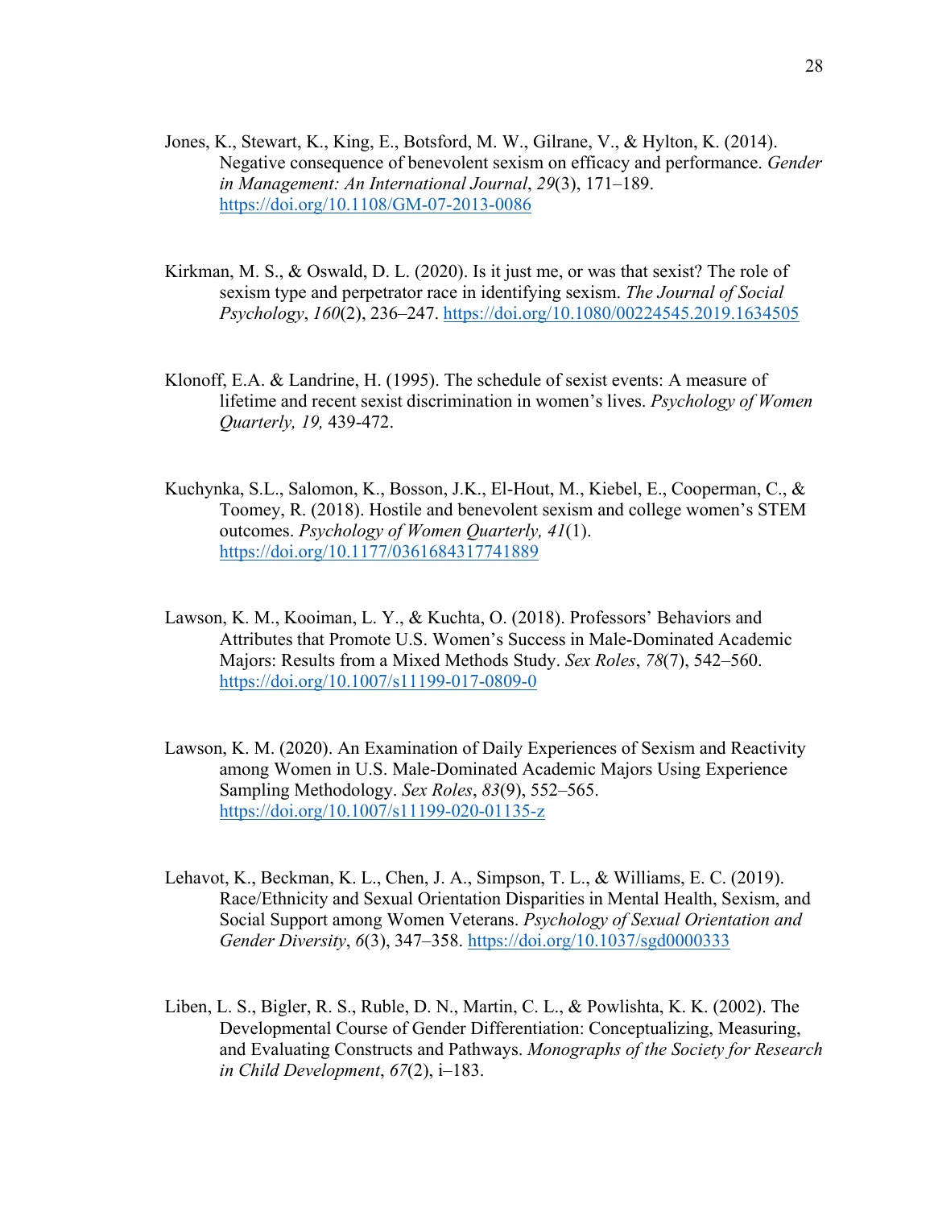Jones, K., Stewart, K., King, E., Botsford, M. W., Gilrane, V., & Hylton, K. (2014). Negative consequence of benevolent sexism on efficacy and performance. *Gender in Management: An International Journal*, *29*(3), 171–189. https://doi.org/10.1108/GM-07-2013-0086

Kirkman, M. S., & Oswald, D. L. (2020). Is it just me, or was that sexist? The role of sexism type and perpetrator race in identifying sexism. *The Journal of Social Psychology*, *160*(2), 236–247. https://doi.org/10.1080/00224545.2019.1634505

Klonoff, E.A. & Landrine, H. (1995). The schedule of sexist events: A measure of lifetime and recent sexist discrimination in women's lives. *Psychology of Women Quarterly, 19,* 439-472.

Kuchynka, S.L., Salomon, K., Bosson, J.K., El-Hout, M., Kiebel, E., Cooperman, C., & Toomey, R. (2018). Hostile and benevolent sexism and college women's STEM outcomes. *Psychology of Women Quarterly, 41*(1). https://doi.org/10.1177/0361684317741889

Lawson, K. M., Kooiman, L. Y., & Kuchta, O. (2018). Professors' Behaviors and Attributes that Promote U.S. Women's Success in Male-Dominated Academic Majors: Results from a Mixed Methods Study. *Sex Roles*, *78*(7), 542–560. https://doi.org/10.1007/s11199-017-0809-0

Lawson, K. M. (2020). An Examination of Daily Experiences of Sexism and Reactivity among Women in U.S. Male-Dominated Academic Majors Using Experience Sampling Methodology. *Sex Roles*, *83*(9), 552–565. https://doi.org/10.1007/s11199-020-01135-z

Lehavot, K., Beckman, K. L., Chen, J. A., Simpson, T. L., & Williams, E. C. (2019). Race/Ethnicity and Sexual Orientation Disparities in Mental Health, Sexism, and Social Support among Women Veterans. *Psychology of Sexual Orientation and Gender Diversity*, *6*(3), 347–358. https://doi.org/10.1037/sgd0000333

Liben, L. S., Bigler, R. S., Ruble, D. N., Martin, C. L., & Powlishta, K. K. (2002). The Developmental Course of Gender Differentiation: Conceptualizing, Measuring, and Evaluating Constructs and Pathways. *Monographs of the Society for Research in Child Development*, *67*(2), i–183.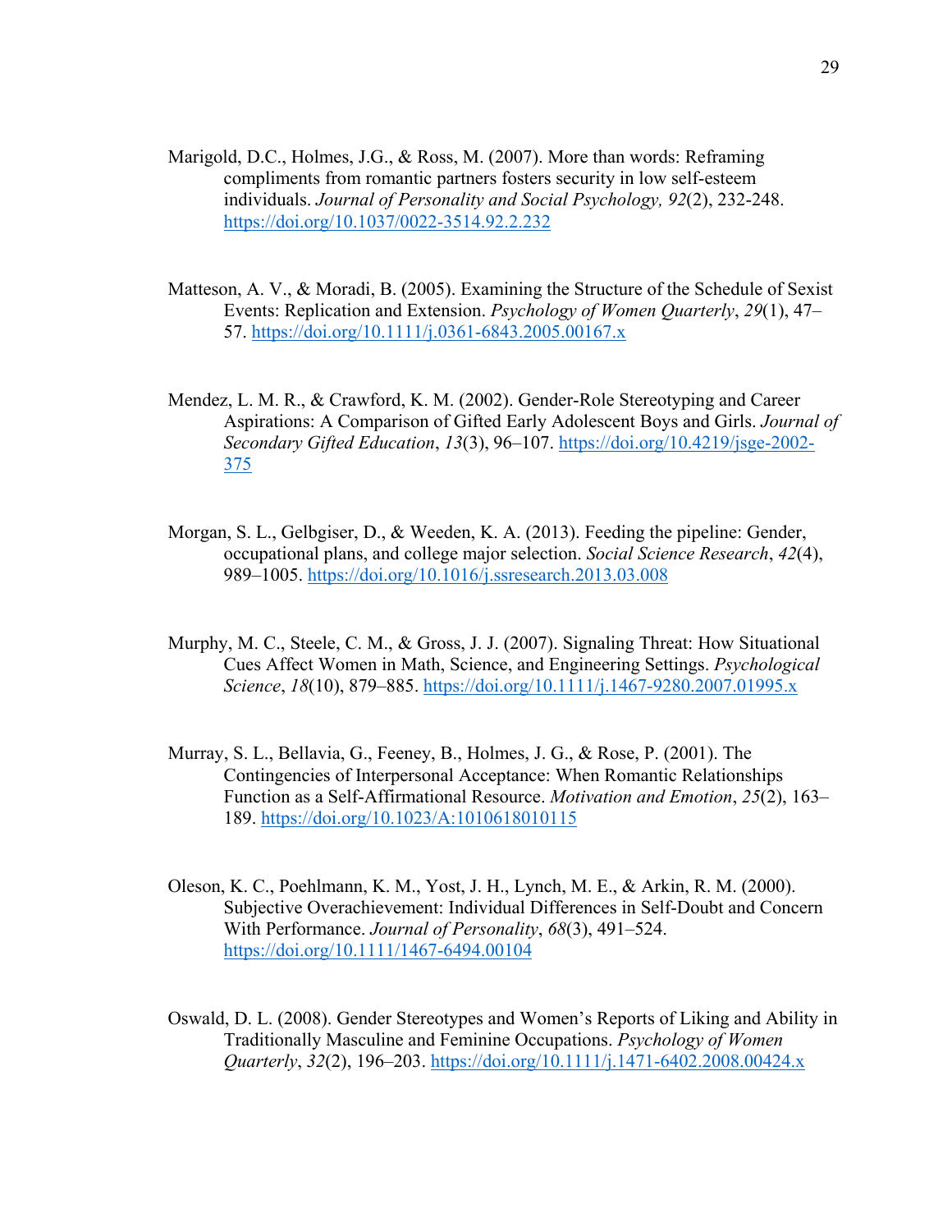Marigold, D.C., Holmes, J.G., & Ross, M. (2007). More than words: Reframing compliments from romantic partners fosters security in low self-esteem individuals. *Journal of Personality and Social Psychology, 92*(2), 232-248. https://doi.org/10.1037/0022-3514.92.2.232

Matteson, A. V., & Moradi, B. (2005). Examining the Structure of the Schedule of Sexist Events: Replication and Extension. *Psychology of Women Quarterly*, *29*(1), 47–57. https://doi.org/10.1111/j.0361-6843.2005.00167.x

Mendez, L. M. R., & Crawford, K. M. (2002). Gender-Role Stereotyping and Career Aspirations: A Comparison of Gifted Early Adolescent Boys and Girls. *Journal of Secondary Gifted Education*, *13*(3), 96–107. https://doi.org/10.4219/jsge-2002-375

Morgan, S. L., Gelbgiser, D., & Weeden, K. A. (2013). Feeding the pipeline: Gender, occupational plans, and college major selection. *Social Science Research*, *42*(4), 989–1005. https://doi.org/10.1016/j.ssresearch.2013.03.008

Murphy, M. C., Steele, C. M., & Gross, J. J. (2007). Signaling Threat: How Situational Cues Affect Women in Math, Science, and Engineering Settings. *Psychological Science*, *18*(10), 879–885. https://doi.org/10.1111/j.1467-9280.2007.01995.x

Murray, S. L., Bellavia, G., Feeney, B., Holmes, J. G., & Rose, P. (2001). The Contingencies of Interpersonal Acceptance: When Romantic Relationships Function as a Self-Affirmational Resource. *Motivation and Emotion*, *25*(2), 163–189. https://doi.org/10.1023/A:1010618010115

Oleson, K. C., Poehlmann, K. M., Yost, J. H., Lynch, M. E., & Arkin, R. M. (2000). Subjective Overachievement: Individual Differences in Self-Doubt and Concern With Performance. *Journal of Personality*, *68*(3), 491–524. https://doi.org/10.1111/1467-6494.00104

Oswald, D. L. (2008). Gender Stereotypes and Women's Reports of Liking and Ability in Traditionally Masculine and Feminine Occupations. *Psychology of Women Quarterly*, *32*(2), 196–203. https://doi.org/10.1111/j.1471-6402.2008.00424.x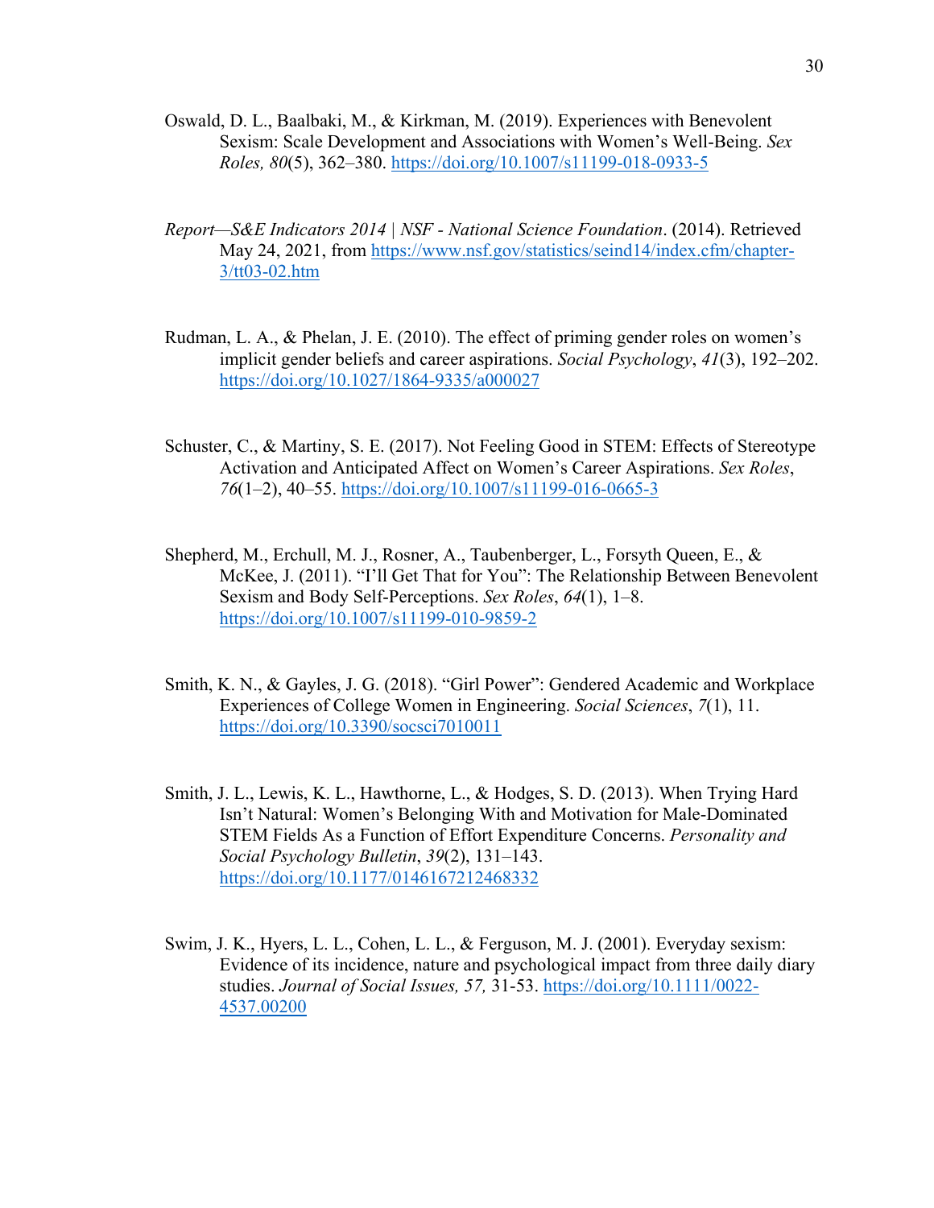Oswald, D. L., Baalbaki, M., & Kirkman, M. (2019). Experiences with Benevolent Sexism: Scale Development and Associations with Women's Well-Being. *Sex Roles, 80*(5), 362–380. https://doi.org/10.1007/s11199-018-0933-5

*Report—S&E Indicators 2014 | NSF - National Science Foundation*. (2014). Retrieved May 24, 2021, from https://www.nsf.gov/statistics/seind14/index.cfm/chapter-3/tt03-02.htm

Rudman, L. A., & Phelan, J. E. (2010). The effect of priming gender roles on women's implicit gender beliefs and career aspirations. *Social Psychology*, *41*(3), 192–202. https://doi.org/10.1027/1864-9335/a000027

Schuster, C., & Martiny, S. E. (2017). Not Feeling Good in STEM: Effects of Stereotype Activation and Anticipated Affect on Women's Career Aspirations. *Sex Roles*, *76*(1–2), 40–55. https://doi.org/10.1007/s11199-016-0665-3

Shepherd, M., Erchull, M. J., Rosner, A., Taubenberger, L., Forsyth Queen, E., & McKee, J. (2011). "I'll Get That for You": The Relationship Between Benevolent Sexism and Body Self-Perceptions. *Sex Roles*, *64*(1), 1–8. https://doi.org/10.1007/s11199-010-9859-2

Smith, K. N., & Gayles, J. G. (2018). "Girl Power": Gendered Academic and Workplace Experiences of College Women in Engineering. *Social Sciences*, *7*(1), 11. https://doi.org/10.3390/socsci7010011

Smith, J. L., Lewis, K. L., Hawthorne, L., & Hodges, S. D. (2013). When Trying Hard Isn't Natural: Women's Belonging With and Motivation for Male-Dominated STEM Fields As a Function of Effort Expenditure Concerns. *Personality and Social Psychology Bulletin*, *39*(2), 131–143. https://doi.org/10.1177/0146167212468332

Swim, J. K., Hyers, L. L., Cohen, L. L., & Ferguson, M. J. (2001). Everyday sexism: Evidence of its incidence, nature and psychological impact from three daily diary studies. *Journal of Social Issues, 57,* 31-53. https://doi.org/10.1111/0022-4537.00200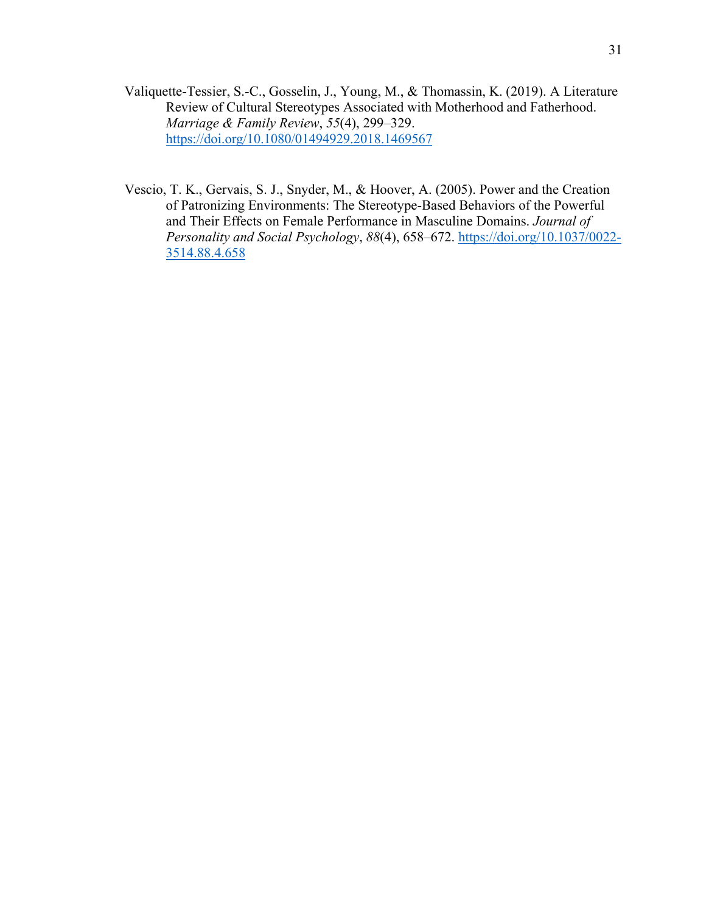Valiquette-Tessier, S.-C., Gosselin, J., Young, M., & Thomassin, K. (2019). A Literature Review of Cultural Stereotypes Associated with Motherhood and Fatherhood. *Marriage & Family Review*, *55*(4), 299–329. https://doi.org/10.1080/01494929.2018.1469567

Vescio, T. K., Gervais, S. J., Snyder, M., & Hoover, A. (2005). Power and the Creation of Patronizing Environments: The Stereotype-Based Behaviors of the Powerful and Their Effects on Female Performance in Masculine Domains. *Journal of Personality and Social Psychology*, *88*(4), 658–672. https://doi.org/10.1037/0022-3514.88.4.658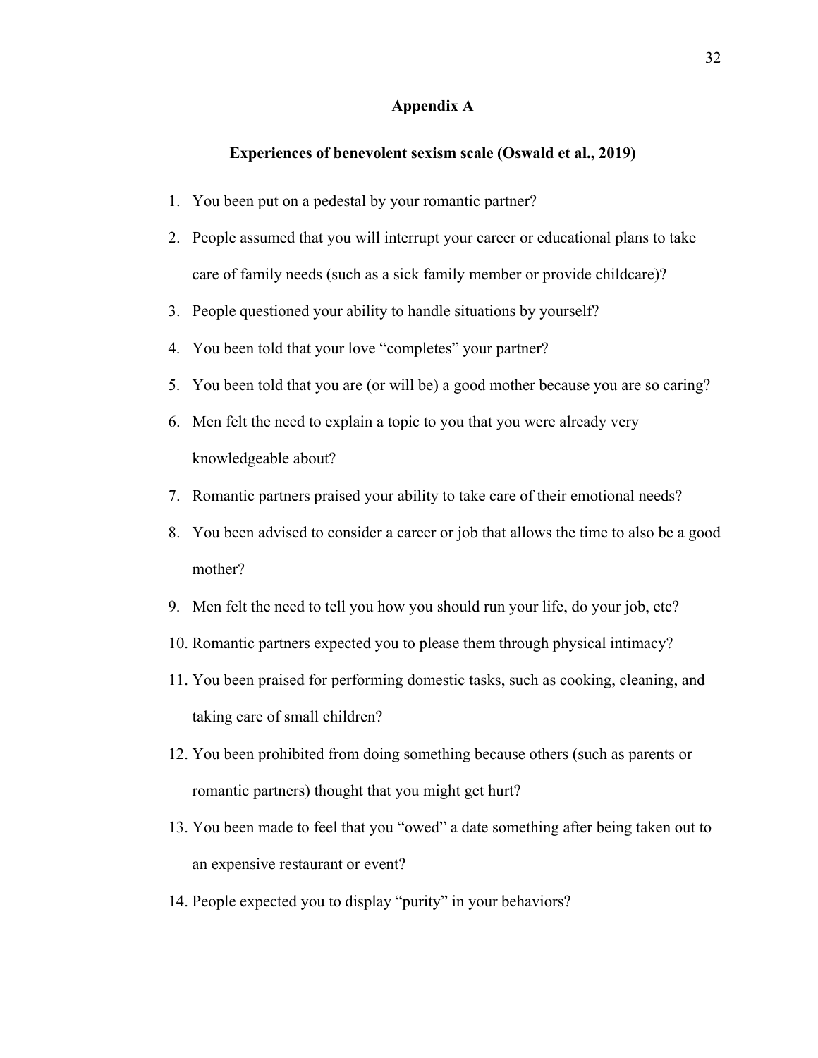## Appendix A

### Experiences of benevolent sexism scale (Oswald et al., 2019)

1. You been put on a pedestal by your romantic partner?
2. People assumed that you will interrupt your career or educational plans to take care of family needs (such as a sick family member or provide childcare)?
3. People questioned your ability to handle situations by yourself?
4. You been told that your love "completes" your partner?
5. You been told that you are (or will be) a good mother because you are so caring?
6. Men felt the need to explain a topic to you that you were already very knowledgeable about?
7. Romantic partners praised your ability to take care of their emotional needs?
8. You been advised to consider a career or job that allows the time to also be a good mother?
9. Men felt the need to tell you how you should run your life, do your job, etc?
10. Romantic partners expected you to please them through physical intimacy?
11. You been praised for performing domestic tasks, such as cooking, cleaning, and taking care of small children?
12. You been prohibited from doing something because others (such as parents or romantic partners) thought that you might get hurt?
13. You been made to feel that you "owed" a date something after being taken out to an expensive restaurant or event?
14. People expected you to display "purity" in your behaviors?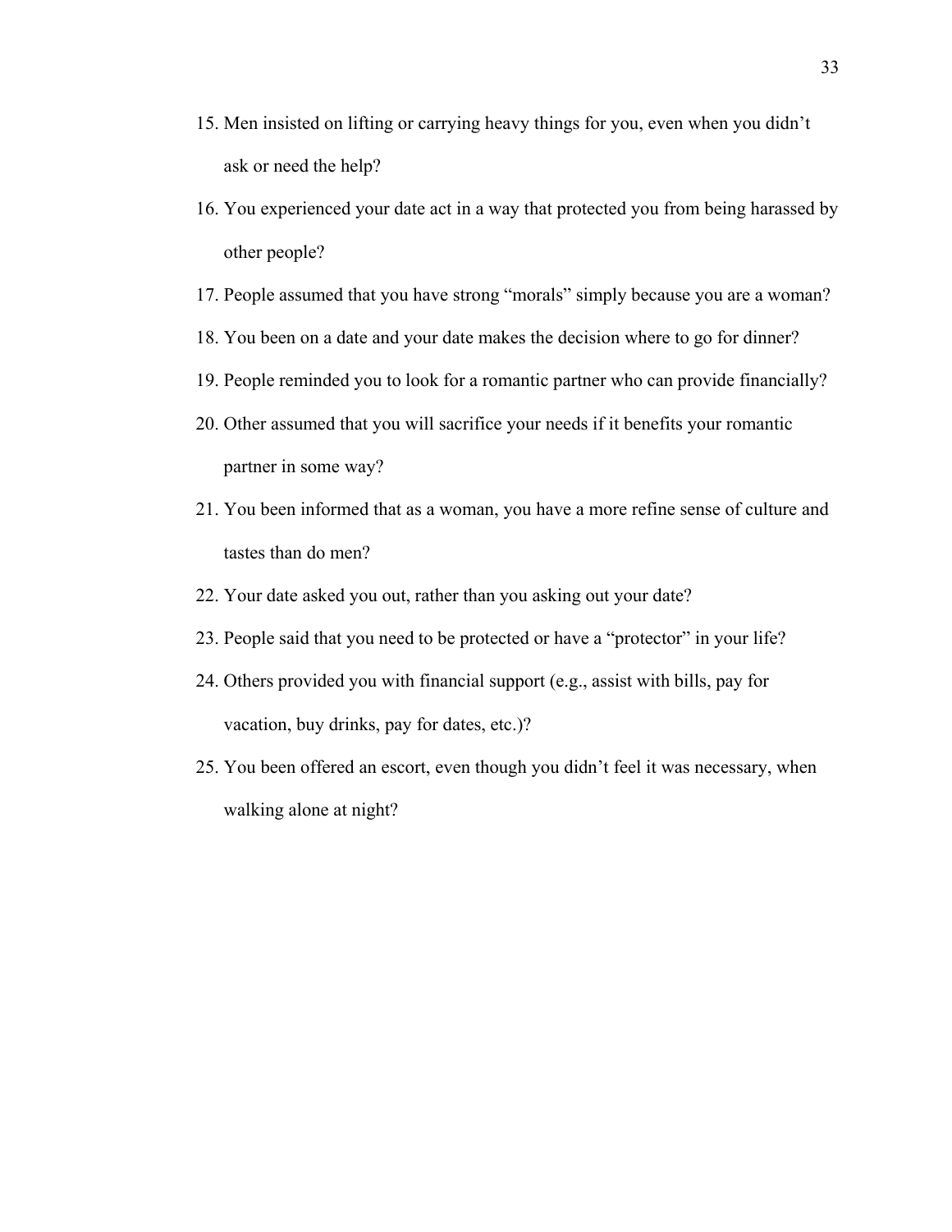15. Men insisted on lifting or carrying heavy things for you, even when you didn't ask or need the help?
16. You experienced your date act in a way that protected you from being harassed by other people?
17. People assumed that you have strong "morals" simply because you are a woman?
18. You been on a date and your date makes the decision where to go for dinner?
19. People reminded you to look for a romantic partner who can provide financially?
20. Other assumed that you will sacrifice your needs if it benefits your romantic partner in some way?
21. You been informed that as a woman, you have a more refine sense of culture and tastes than do men?
22. Your date asked you out, rather than you asking out your date?
23. People said that you need to be protected or have a "protector" in your life?
24. Others provided you with financial support (e.g., assist with bills, pay for vacation, buy drinks, pay for dates, etc.)?
25. You been offered an escort, even though you didn't feel it was necessary, when walking alone at night?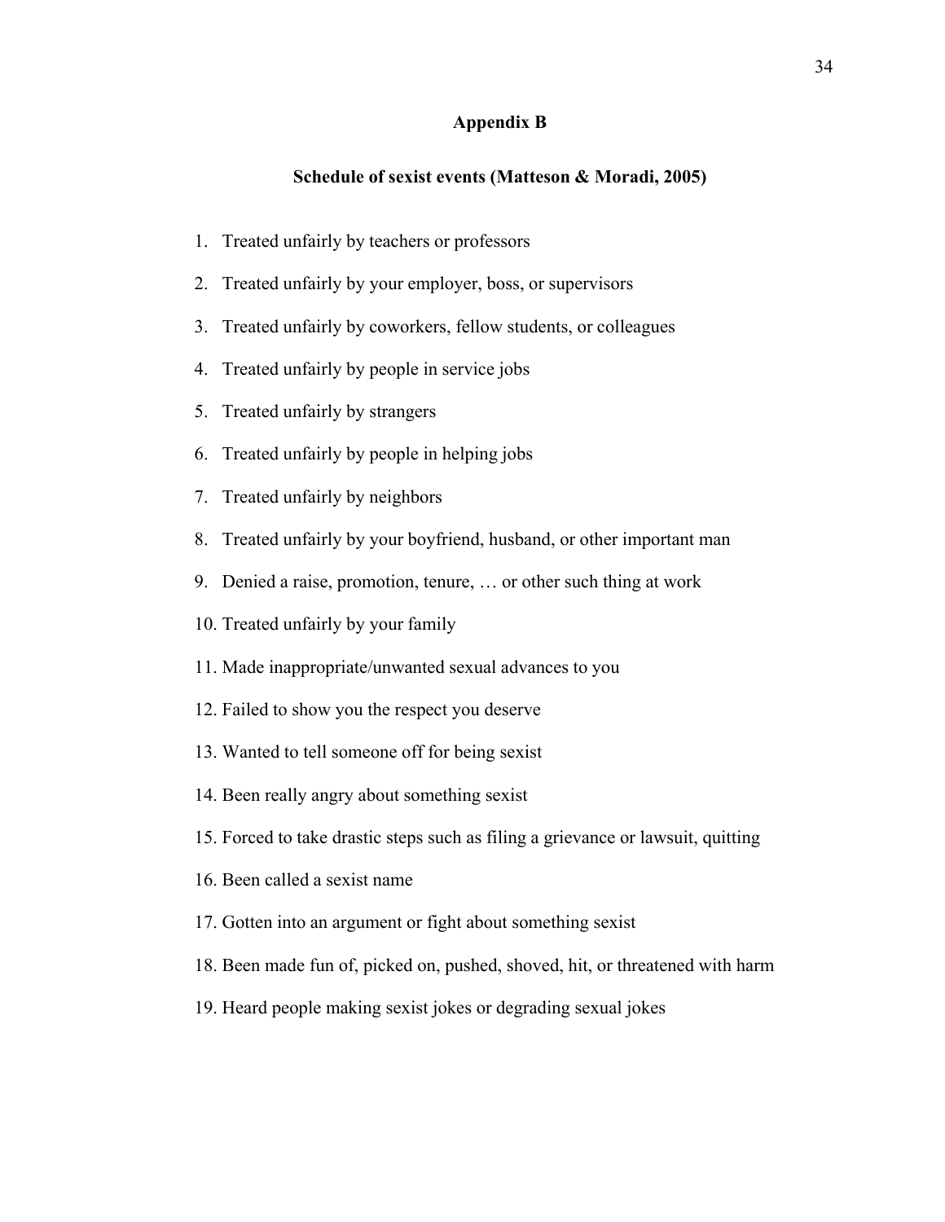# Appendix B

## Schedule of sexist events (Matteson & Moradi, 2005)

1. Treated unfairly by teachers or professors
2. Treated unfairly by your employer, boss, or supervisors
3. Treated unfairly by coworkers, fellow students, or colleagues
4. Treated unfairly by people in service jobs
5. Treated unfairly by strangers
6. Treated unfairly by people in helping jobs
7. Treated unfairly by neighbors
8. Treated unfairly by your boyfriend, husband, or other important man
9. Denied a raise, promotion, tenure, … or other such thing at work
10. Treated unfairly by your family
11. Made inappropriate/unwanted sexual advances to you
12. Failed to show you the respect you deserve
13. Wanted to tell someone off for being sexist
14. Been really angry about something sexist
15. Forced to take drastic steps such as filing a grievance or lawsuit, quitting
16. Been called a sexist name
17. Gotten into an argument or fight about something sexist
18. Been made fun of, picked on, pushed, shoved, hit, or threatened with harm
19. Heard people making sexist jokes or degrading sexual jokes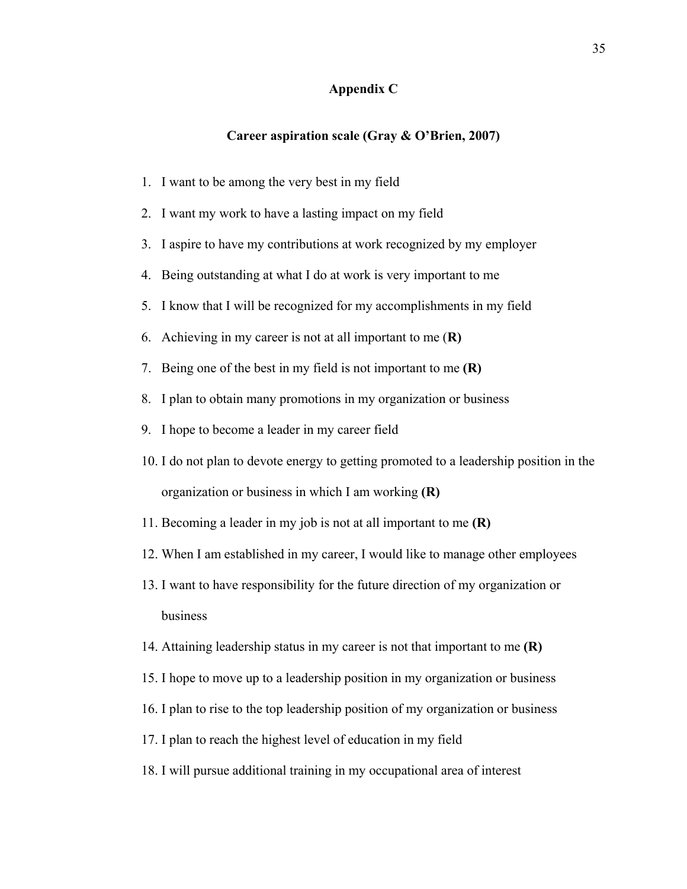# Appendix C

## Career aspiration scale (Gray & O'Brien, 2007)

1. I want to be among the very best in my field
2. I want my work to have a lasting impact on my field
3. I aspire to have my contributions at work recognized by my employer
4. Being outstanding at what I do at work is very important to me
5. I know that I will be recognized for my accomplishments in my field
6. Achieving in my career is not at all important to me (**R)**
7. Being one of the best in my field is not important to me **(R)**
8. I plan to obtain many promotions in my organization or business
9. I hope to become a leader in my career field
10. I do not plan to devote energy to getting promoted to a leadership position in the organization or business in which I am working **(R)**
11. Becoming a leader in my job is not at all important to me **(R)**
12. When I am established in my career, I would like to manage other employees
13. I want to have responsibility for the future direction of my organization or business
14. Attaining leadership status in my career is not that important to me **(R)**
15. I hope to move up to a leadership position in my organization or business
16. I plan to rise to the top leadership position of my organization or business
17. I plan to reach the highest level of education in my field
18. I will pursue additional training in my occupational area of interest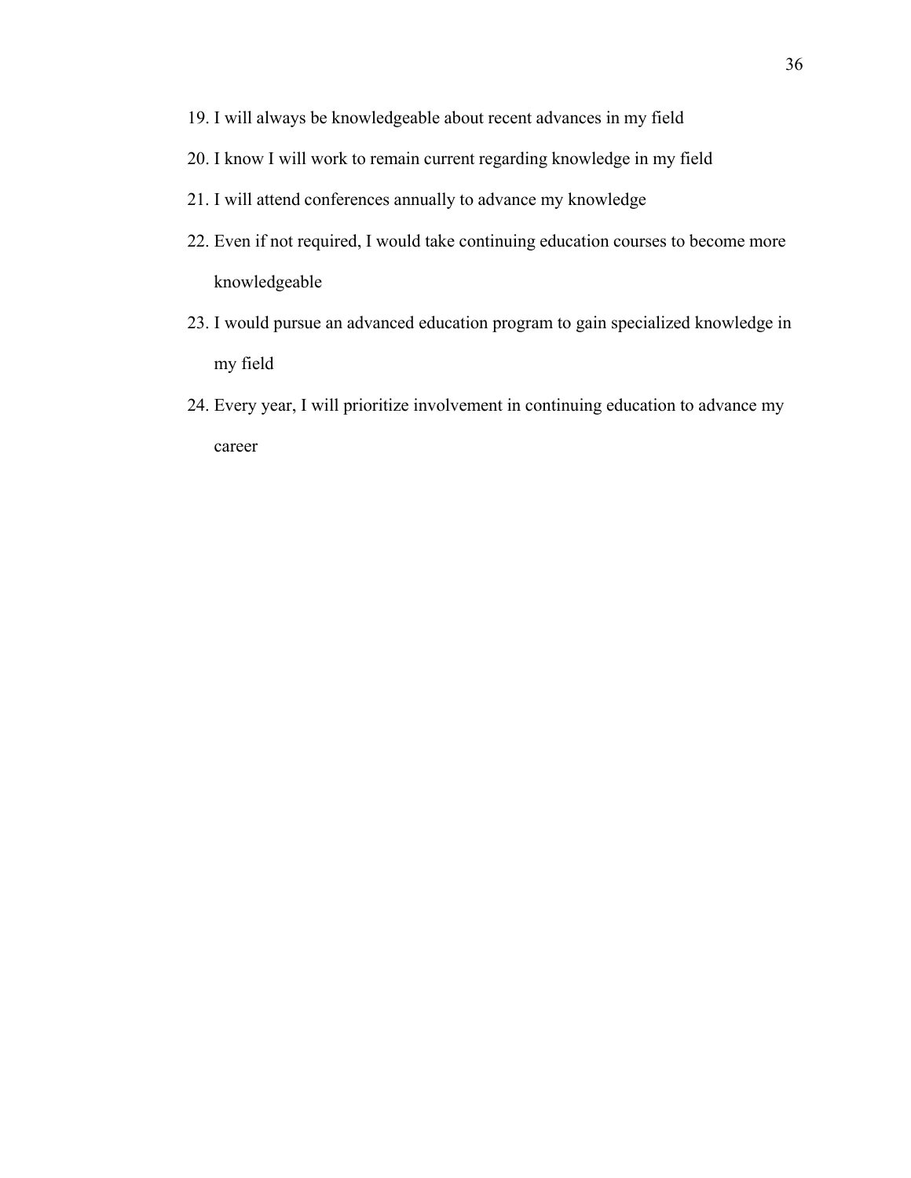19. I will always be knowledgeable about recent advances in my field
20. I know I will work to remain current regarding knowledge in my field
21. I will attend conferences annually to advance my knowledge
22. Even if not required, I would take continuing education courses to become more knowledgeable
23. I would pursue an advanced education program to gain specialized knowledge in my field
24. Every year, I will prioritize involvement in continuing education to advance my career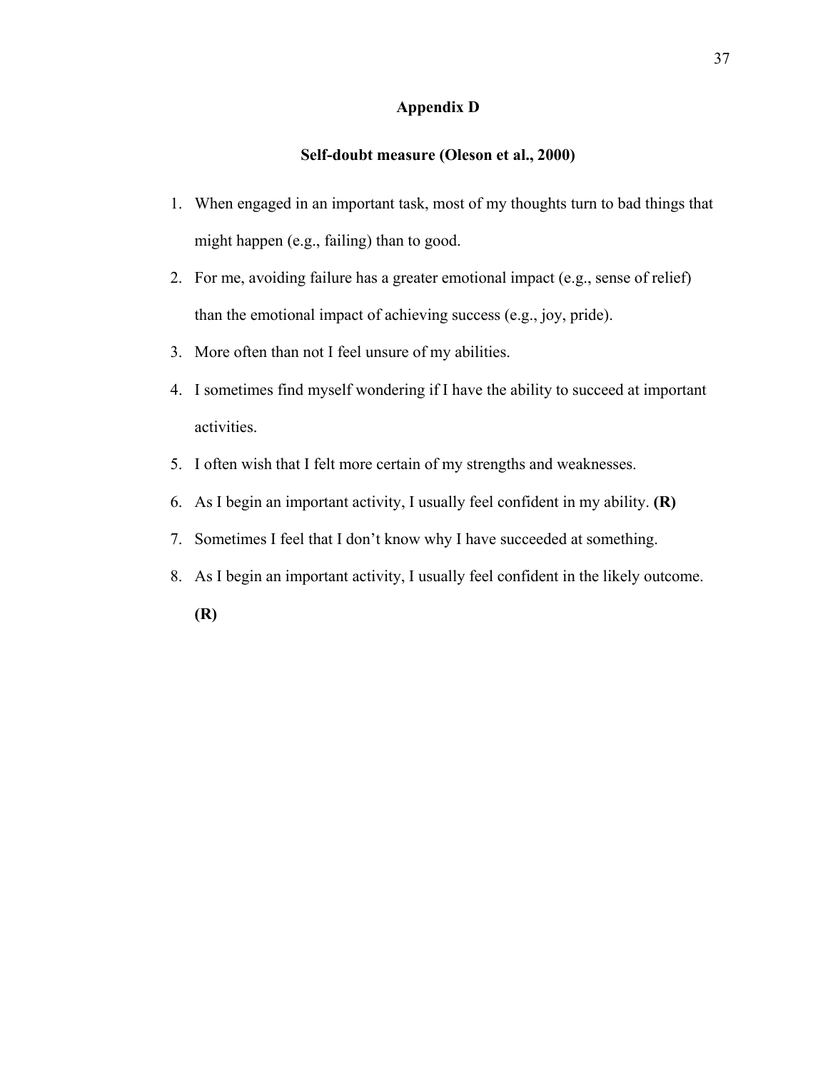## Appendix D

### Self-doubt measure (Oleson et al., 2000)

1. When engaged in an important task, most of my thoughts turn to bad things that might happen (e.g., failing) than to good.
2. For me, avoiding failure has a greater emotional impact (e.g., sense of relief) than the emotional impact of achieving success (e.g., joy, pride).
3. More often than not I feel unsure of my abilities.
4. I sometimes find myself wondering if I have the ability to succeed at important activities.
5. I often wish that I felt more certain of my strengths and weaknesses.
6. As I begin an important activity, I usually feel confident in my ability. **(R)**
7. Sometimes I feel that I don't know why I have succeeded at something.
8. As I begin an important activity, I usually feel confident in the likely outcome. **(R)**